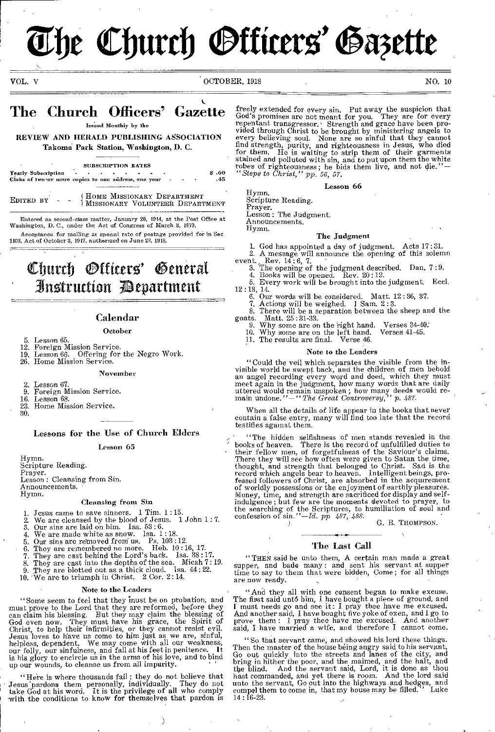# The Church Officers' Gazette

VOL. V — OCTOBER, 1918 — NO. 10

## The Church Officers' Gazette

Issued Monthly by the

REVIEW AND HERALD PUBLISHING ASSOCIATION

Takoma Park Station, Washington, D. C.

SUBSCRIPTION RATES

Yearly Subscription . . . . . . . . . $ .60

Clubs of two or more copies to one address, one year . . . .45

EDITED BY — HOME MISSIONARY DEPARTMENT / MISSIONARY VOLUNTEER DEPARTMENT

Entered as second-class matter, January 20, 1914, at the Post Office at Washington, D. C., under the Act of Congress of March 3, 1879.

Acceptance for mailing at special rate of postage provided for in Sec 1103, Act of October 3, 1917, authorized on June 22, 1918.

# Church Officers' General Instruction Department

## Calendar

### October

5. Lesson 65.
12. Foreign Mission Service.
19. Lesson 66. Offering for the Negro Work.
26. Home Mission Service.

### November

2. Lesson 67.
9. Foreign Mission Service.
16. Lesson 68.
23. Home Mission Service.
30.

## Lessons for the Use of Church Elders

### Lesson 65

Hymn.
Scripture Reading.
Prayer.
Lesson: Cleansing from Sin.
Announcements.
Hymn.

#### Cleansing from Sin

1. Jesus came to save sinners. 1 Tim. 1:15.
2. We are cleansed by the blood of Jesus. 1 John 1:7.
3. Our sins are laid on him. Isa. 53:6.
4. We are made white as snow. Isa. 1:18.
5. Our sins are removed from us. Ps. 103:12.
6. They are remembered no more. Heb. 10:16, 17.
7. They are cast behind the Lord's back. Isa. 38:17.
8. They are cast into the depths of the sea. Micah 7:19.
9. They are blotted out as a thick cloud. Isa. 44:22.
10. We are to triumph in Christ. 2 Cor. 2:14.

#### Note to the Leaders

"Some seem to feel that they must be on probation, and must prove to the Lord that they are reformed, before they can claim his blessing. But they may claim the blessing of God even now. They must have his grace, the Spirit of Christ, to help their infirmities, or they cannot resist evil. Jesus loves to have us come to him just as we are, sinful, helpless, dependent. We may come with all our weakness, our folly, our sinfulness, and fall at his feet in penitence. It is his glory to encircle us in the arms of his love, and to bind up our wounds, to cleanse us from all impurity.

"Here is where thousands fail: they do not believe that Jesus pardons them personally, individually. They do not take God at his word. It is the privilege of all who comply with the conditions to know for themselves that pardon is freely extended for every sin. Put away the suspicion that God's promises are not meant for you. They are for every repentant transgressor. Strength and grace have been provided through Christ to be brought by ministering angels to every believing soul. None are so sinful that they cannot find strength, purity, and righteousness in Jesus, who died for them. He is waiting to strip them of their garments stained and polluted with sin, and to put upon them the white robes of righteousness; he bids them live, and not die."—*"Steps to Christ," pp. 56, 57.*

### Lesson 66

Hymn.
Scripture Reading.
Prayer.
Lesson: The Judgment.
Announcements.
Hymn.

#### The Judgment

1. God has appointed a day of judgment. Acts 17:31.
2. A message will announce the opening of this solemn event. Rev. 14:6, 7.
3. The opening of the judgment described. Dan. 7:9.
4. Books will be opened. Rev. 20:12.
5. Every work will be brought into the judgment. Eccl. 12:13, 14.
6. Our words will be considered. Matt. 12:36, 37.
7. Actions will be weighed. 1 Sam. 2:3.
8. There will be a separation between the sheep and the goats. Matt. 25:31-33.
9. Why some are on the right hand. Verses 34-40.
10. Why some are on the left hand. Verses 41-45.
11. The results are final. Verse 46.

#### Note to the Leaders

"Could the veil which separates the visible from the invisible world be swept back, and the children of men behold an angel recording every word and deed, which they must meet again in the judgment, how many words that are daily uttered would remain unspoken; how many deeds would remain undone."—*"The Great Controversy," p. 487.*

When all the details of life appear in the books that never contain a false entry, many will find too late that the record testifies against them.

"The hidden selfishness of men stands revealed in the books of heaven. There is the record of unfulfilled duties to their fellow men, of forgetfulness of the Saviour's claims. There they will see how often were given to Satan the time, thought, and strength that belonged to Christ. Sad is the record which angels bear to heaven. Intelligent beings, professed followers of Christ, are absorbed in the acquirement of worldly possessions or the enjoyment of earthly pleasures. Money, time, and strength are sacrificed for display and self-indulgence; but few are the moments devoted to prayer, to the searching of the Scriptures, to humiliation of soul and confession of sin."—*Id. pp 487, 488.*

G. B. THOMPSON.

## The Last Call

"THEN said he unto them, A certain man made a great supper, and bade many: and sent his servant at supper time to say to them that were bidden, Come; for all things are now ready.

"And they all with one consent began to make excuse. The first said unto him, I have bought a piece of ground, and I must needs go and see it: I pray thee have me excused. And another said, I have bought five yoke of oxen, and I go to prove them: I pray thee have me excused. And another said, I have married a wife, and therefore I cannot come.

"So that servant came, and showed his lord these things. Then the master of the house being angry said to his servant, Go out quickly into the streets and lanes of the city, and bring in hither the poor, and the maimed, and the halt, and the blind. And the servant said, Lord, it is done as thou hast commanded, and yet there is room. And the lord said unto the servant, Go out into the highways and hedges, and compel them to come in, that my house may be filled." Luke 14:16-23.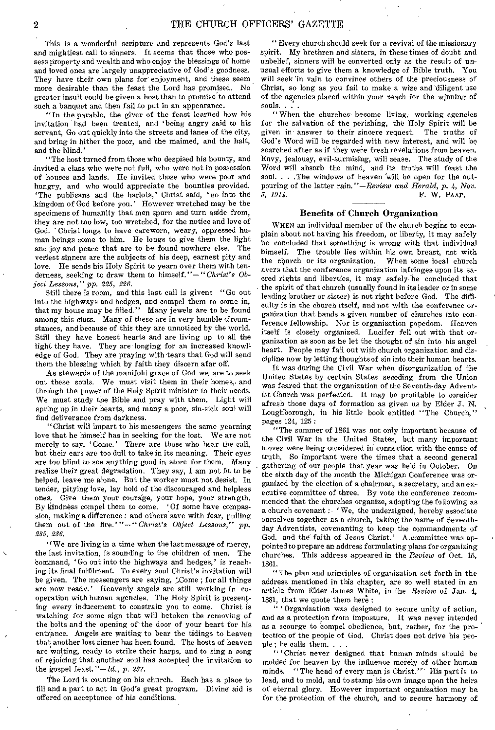This is a wonderful scripture and represents God's last and mightiest call to sinners. It seems that those who possess property and wealth and who enjoy the blessings of home and loved ones are largely unappreciative of God's goodness. They have their own plans for enjoyment, and these seem more desirable than the feast the Lord has promised. No greater insult could be given a host than to promise to attend such a banquet and then fail to put in an appearance.

"In the parable, the giver of the feast learned how his invitation had been treated, and 'being angry said to his servant, Go out quickly into the streets and lanes of the city, and bring in hither the poor, and the maimed, and the halt, and the blind.'

"The host turned from those who despised his bounty, and invited a class who were not full, who were not in possession of houses and lands. He invited those who were poor and hungry, and who would appreciate the bounties provided. 'The publicans and the harlots,' Christ said, 'go into the kingdom of God before you.' However wretched may be the specimens of humanity that men spurn and turn aside from, they are not too low, too wretched, for the notice and love of God. Christ longs to have careworn, weary, oppressed human beings come to him. He longs to give them the light and joy and peace that are to be found nowhere else. The veriest sinners are the subjects of his deep, earnest pity and love. He sends his Holy Spirit to yearn over them with tenderness, seeking to draw them to himself."—*"Christ's Object Lessons," pp. 225, 226.*

Still there is room, and this last call is given: "Go out into the highways and hedges, and compel them to come in, that my house may be filled." Many jewels are to be found among this class. Many of these are in very humble circumstances, and because of this they are unnoticed by the world. Still they have honest hearts and are living up to all the light they have. They are longing for an increased knowledge of God. They are praying with tears that God will send them the blessing which by faith they discern afar off.

As stewards of the manifold grace of God we are to seek out these souls. We must visit them in their homes, and through the power of the Holy Spirit minister to their needs. We must study the Bible and pray with them. Light will spring up in their hearts, and many a poor, sin-sick soul will find deliverance from darkness.

"Christ will impart to his messengers the same yearning love that he himself has in seeking for the lost. We are not merely to say, 'Come.' There are those who hear the call, but their ears are too dull to take in its meaning. Their eyes are too blind to see anything good in store for them. Many realize their great degradation. They say, I am not fit to be helped, leave me alone. But the worker must not desist. In tender, pitying love, lay hold of the discouraged and helpless ones. Give them your courage, your hope, your strength. By kindness compel them to come. 'Of some have compassion, making a difference: and others save with fear, pulling them out of the fire.'"—*"Christ's Object Lessons," pp. 235, 236.*

"We are living in a time when the last message of mercy, the last invitation, is sounding to the children of men. The command, 'Go out into the highways and hedges,' is reaching its final fulfilment. To every soul Christ's invitation will be given. The messengers are saying, 'Come; for all things are now ready.' Heavenly angels are still working in co-operation with human agencies. The Holy Spirit is presenting every inducement to constrain you to come. Christ is watching for some sign that will betoken the removing of the bolts and the opening of the door of your heart for his entrance. Angels are waiting to bear the tidings to heaven that another lost sinner has been found. The hosts of heaven are waiting, ready to strike their harps, and to sing a song of rejoicing that another soul has accepted the invitation to the gospel feast."—*Id., p. 237.*

The Lord is counting on his church. Each has a place to fill and a part to act in God's great program. Divine aid is offered on acceptance of his conditions.

"Every church should seek for a revival of the missionary spirit. My brethren and sisters, in these times of doubt and unbelief, sinners will be converted only as the result of unusual efforts to give them a knowledge of Bible truth. You will seek in vain to convince others of the preciousness of Christ, so long as you fail to make a wise and diligent use of the agencies placed within your reach for the winning of souls. . . .

"When the churches become living, working agencies for the salvation of the perishing, the Holy Spirit will be given in answer to their sincere request. The truths of God's Word will be regarded with new interest, and will be searched after as if they were fresh revelations from heaven. Envy, jealousy, evil-surmising, will cease. The study of the Word will absorb the mind, and its truths will feast the soul. . . . The windows of heaven will be open for the outpouring of the latter rain."—*Review and Herald, p. 4, Nov. 5, 1914.*

F. W. PAAP.

## Benefits of Church Organization

WHEN an individual member of the church begins to complain about not having his freedom, or liberty, it may safely be concluded that something is wrong with that individual himself. The trouble lies within his own breast, not with the church or its organization. When some local church avers that the conference organization infringes upon its sacred rights and liberties, it may safely be concluded that the spirit of that church (usually found in its leader or in some leading brother or sister) is not right before God. The difficulty is in the church itself, and not with the conference organization that bands a given number of churches into conference fellowship. Nor is organization popedom. Heaven itself is closely organized. Lucifer fell out with that organization as soon as he let the thought of sin into his angel heart. People may fall out with church organization and discipline now by letting thoughts of sin into their human hearts.

It was during the Civil War when disorganization of the United States by certain States seceding from the Union was feared that the organization of the Seventh-day Adventist Church was perfected. It may be profitable to consider afresh those days of formation as given us by Elder J. N. Loughborough, in his little book entitled "The Church," pages 124, 125:

"The summer of 1861 was not only important because of the Civil War in the United States, but many important moves were being considered in connection with the cause of truth. So important were the times that a second general gathering of our people that year was held in October. On the sixth day of the month the Michigan Conference was organized by the election of a chairman, a secretary, and an executive committee of three. By vote the conference recommended that the churches organize, adopting the following as a church covenant: 'We, the undersigned, hereby associate ourselves together as a church, taking the name of Seventh-day Adventists, covenanting to keep the commandments of God, and the faith of Jesus Christ.' A committee was appointed to prepare an address formulating plans for organizing churches. This address appeared in the *Review* of Oct. 15, 1861.

"The plan and principles of organization set forth in the address mentioned in this chapter, are so well stated in an article from Elder James White, in the *Review* of Jan. 4, 1881, that we quote them here:

"'Organization was designed to secure unity of action, and as a protection from imposture. It was never intended as a scourge to compel obedience, but, rather, for the protection of the people of God. Christ does not drive his people; he calls them. . . .

"'Christ never designed that human minds should be molded for heaven by the influence merely of other human minds. "The head of every man is Christ." His part is to lead, and to mold, and to stamp his own image upon the heirs of eternal glory. However important organization may be for the protection of the church, and to secure harmony of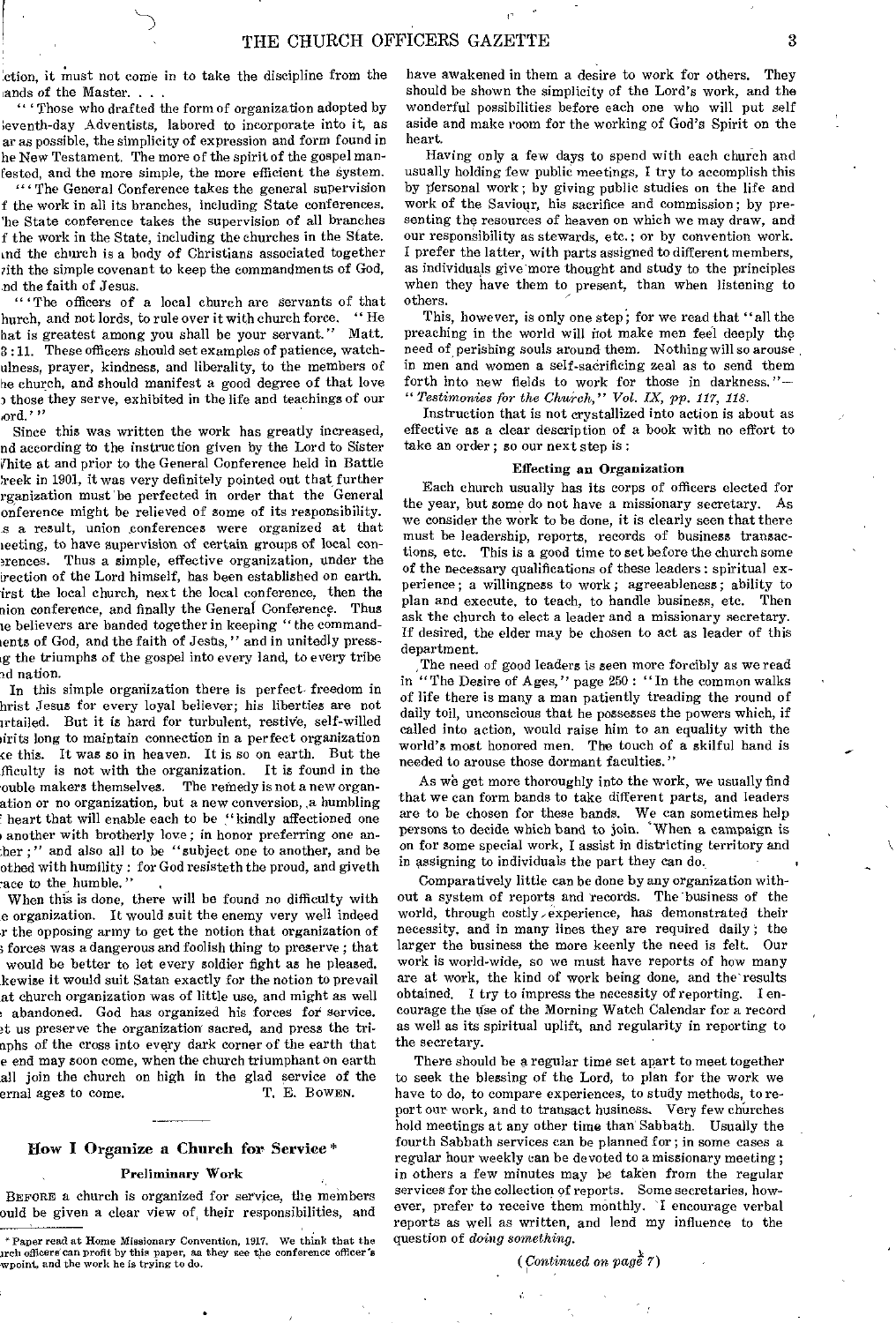ction, it must not come in to take the discipline from the ands of the Master. . . .

"'Those who drafted the form of organization adopted by Seventh-day Adventists, labored to incorporate into it, as ar as possible, the simplicity of expression and form found in he New Testament. The more of the spirit of the gospel manifested, and the more simple, the more efficient the system.

"'The General Conference takes the general supervision f the work in all its branches, including State conferences. The State conference takes the supervision of all branches f the work in the State, including the churches in the State. And the church is a body of Christians associated together with the simple covenant to keep the commandments of God, nd the faith of Jesus.

"'The officers of a local church are servants of that hurch, and not lords, to rule over it with church force. "He hat is greatest among you shall be your servant." Matt. 3:11. These officers should set examples of patience, watchulness, prayer, kindness, and liberality, to the members of he church, and should manifest a good degree of that love o those they serve, exhibited in the life and teachings of our ord.'"

Since this was written the work has greatly increased, nd according to the instruction given by the Lord to Sister White at and prior to the General Conference held in Battle Creek in 1901, it was very definitely pointed out that further rganization must be perfected in order that the General onference might be relieved of some of its responsibility. As a result, union conferences were organized at that meeting, to have supervision of certain groups of local conferences. Thus a simple, effective organization, under the irection of the Lord himself, has been established on earth. First the local church, next the local conference, then the nion conference, and finally the General Conference. Thus he believers are banded together in keeping "the commandments of God, and the faith of Jesus," and in unitedly pressing the triumphs of the gospel into every land, to every tribe nd nation.

In this simple organization there is perfect freedom in Christ Jesus for every loyal believer; his liberties are not urtailed. But it is hard for turbulent, restive, self-willed pirits long to maintain connection in a perfect organization ke this. It was so in heaven. It is so on earth. But the ifficulty is not with the organization. It is found in the rouble makers themselves. The remedy is not a new organization or no organization, but a new conversion, a humbling heart that will enable each to be "kindly affectioned one o another with brotherly love; in honor preferring one another;" and also all to be "subject one to another, and be othed with humility: for God resisteth the proud, and giveth race to the humble."

When this is done, there will be found no difficulty with e organization. It would suit the enemy very well indeed r the opposing army to get the notion that organization of s forces was a dangerous and foolish thing to preserve; that would be better to let every soldier fight as he pleased. ikewise it would suit Satan exactly for the notion to prevail at church organization was of little use, and might as well e abandoned. God has organized his forces for service. et us preserve the organization sacred, and press the triumphs of the cross into every dark corner of the earth that e end may soon come, when the church triumphant on earth all join the church on high in the glad service of the ernal ages to come.

T. E. BOWEN.

## How I Organize a Church for Service*

### Preliminary Work

BEFORE a church is organized for service, the members ould be given a clear view of their responsibilities, and have awakened in them a desire to work for others. They should be shown the simplicity of the Lord's work, and the wonderful possibilities before each one who will put self aside and make room for the working of God's Spirit on the heart.

Having only a few days to spend with each church and usually holding few public meetings, I try to accomplish this by personal work; by giving public studies on the life and work of the Saviour, his sacrifice and commission; by presenting the resources of heaven on which we may draw, and our responsibility as stewards, etc.; or by convention work. I prefer the latter, with parts assigned to different members, as individuals give more thought and study to the principles when they have them to present, than when listening to others.

This, however, is only one step; for we read that "all the preaching in the world will not make men feel deeply the need of perishing souls around them. Nothing will so arouse in men and women a self-sacrificing zeal as to send them forth into new fields to work for those in darkness."—"*Testimonies for the Church*," *Vol. IX, pp. 117, 118.*

Instruction that is not crystallized into action is about as effective as a clear description of a book with no effort to take an order; so our next step is:

### Effecting an Organization

Each church usually has its corps of officers elected for the year, but some do not have a missionary secretary. As we consider the work to be done, it is clearly seen that there must be leadership, reports, records of business transactions, etc. This is a good time to set before the church some of the necessary qualifications of these leaders: spiritual experience; a willingness to work; agreeableness; ability to plan and execute, to teach, to handle business, etc. Then ask the church to elect a leader and a missionary secretary. If desired, the elder may be chosen to act as leader of this department.

The need of good leaders is seen more forcibly as we read in "The Desire of Ages," page 250: "In the common walks of life there is many a man patiently treading the round of daily toil, unconscious that he possesses the powers which, if called into action, would raise him to an equality with the world's most honored men. The touch of a skilful hand is needed to arouse those dormant faculties."

As we get more thoroughly into the work, we usually find that we can form bands to take different parts, and leaders are to be chosen for these bands. We can sometimes help persons to decide which band to join. When a campaign is on for some special work, I assist in districting territory and in assigning to individuals the part they can do.

Comparatively little can be done by any organization without a system of reports and records. The business of the world, through costly experience, has demonstrated their necessity, and in many lines they are required daily; the larger the business the more keenly the need is felt. Our work is world-wide, so we must have reports of how many are at work, the kind of work being done, and the results obtained. I try to impress the necessity of reporting. I encourage the use of the Morning Watch Calendar for a record as well as its spiritual uplift, and regularity in reporting to the secretary.

There should be a regular time set apart to meet together to seek the blessing of the Lord, to plan for the work we have to do, to compare experiences, to study methods, to report our work, and to transact business. Very few churches hold meetings at any other time than Sabbath. Usually the fourth Sabbath services can be planned for; in some cases a regular hour weekly can be devoted to a missionary meeting; in others a few minutes may be taken from the regular services for the collection of reports. Some secretaries, however, prefer to receive them monthly. I encourage verbal reports as well as written, and lend my influence to the question of *doing something.*

(*Continued on page 7*)

---

\* Paper read at Home Missionary Convention, 1917. We think that the urch officers can profit by this paper, as they see the conference officer's wpoint, and the work he is trying to do.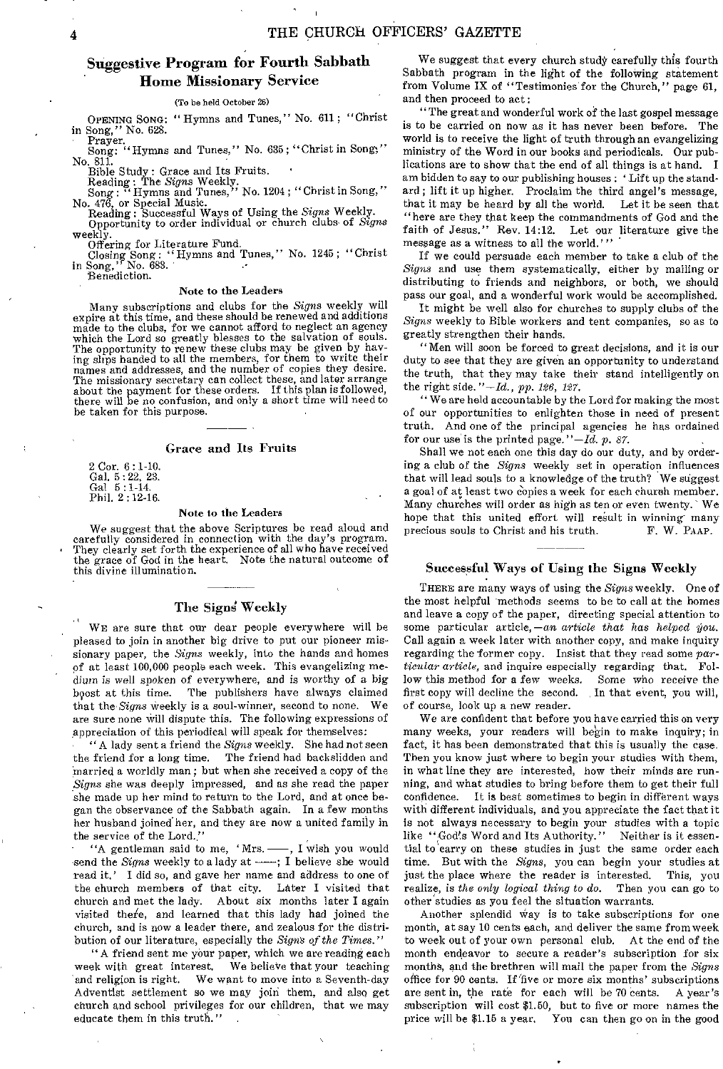## Suggestive Program for Fourth Sabbath Home Missionary Service

(To be held October 26)

OPENING SONG: "Hymns and Tunes," No. 611; "Christ in Song," No. 628.

Prayer.

Song: "Hymns and Tunes," No. 635; "Christ in Song," No. 811.

Bible Study: Grace and Its Fruits.

Reading: The *Signs* Weekly.

Song: "Hymns and Tunes," No. 1204; "Christ in Song," No. 476, or Special Music.

Reading: Successful Ways of Using the *Signs* Weekly.

Opportunity to order individual or church clubs of *Signs* weekly.

Offering for Literature Fund.

Closing Song: "Hymns and Tunes," No. 1245; "Christ in Song," No. 683.

Benediction.

#### Note to the Leaders

Many subscriptions and clubs for the *Signs* weekly will expire at this time, and these should be renewed and additions made to the clubs, for we cannot afford to neglect an agency which the Lord so greatly blesses to the salvation of souls. The opportunity to renew these clubs may be given by having slips handed to all the members, for them to write their names and addresses, and the number of copies they desire. The missionary secretary can collect these, and later arrange about the payment for these orders. If this plan is followed, there will be no confusion, and only a short time will need to be taken for this purpose.

### Grace and Its Fruits

2 Cor. 6:1-10.
Gal. 5:22, 23.
Gal 5:1-14.
Phil. 2:12-16.

#### Note to the Leaders

We suggest that the above Scriptures be read aloud and carefully considered in connection with the day's program. They clearly set forth the experience of all who have received the grace of God in the heart. Note the natural outcome of this divine illumination.

### The Signs Weekly

WE are sure that our dear people everywhere will be pleased to join in another big drive to put our pioneer missionary paper, the *Signs* weekly, into the hands and homes of at least 100,000 people each week. This evangelizing medium is well spoken of everywhere, and is worthy of a big boost at this time. The publishers have always claimed that the *Signs* weekly is a soul-winner, second to none. We are sure none will dispute this. The following expressions of appreciation of this periodical will speak for themselves:

"A lady sent a friend the *Signs* weekly. She had not seen the friend for a long time. The friend had backslidden and married a worldly man; but when she received a copy of the *Signs* she was deeply impressed, and as she read the paper she made up her mind to return to the Lord, and at once began the observance of the Sabbath again. In a few months her husband joined her, and they are now a united family in the service of the Lord."

"A gentleman said to me, 'Mrs. ——, I wish you would send the *Signs* weekly to a lady at ——; I believe she would read it.' I did so, and gave her name and address to one of the church members of that city. Later I visited that church and met the lady. About six months later I again visited there, and learned that this lady had joined the church, and is now a leader there, and zealous for the distribution of our literature, especially the *Signs of the Times.*"

"A friend sent me your paper, which we are reading each week with great interest. We believe that your teaching and religion is right. We want to move into a Seventh-day Adventist settlement so we may join them, and also get church and school privileges for our children, that we may educate them in this truth."

We suggest that every church study carefully this fourth Sabbath program in the light of the following statement from Volume IX of "Testimonies for the Church," page 61, and then proceed to act:

"The great and wonderful work of the last gospel message is to be carried on now as it has never been before. The world is to receive the light of truth through an evangelizing ministry of the Word in our books and periodicals. Our publications are to show that the end of all things is at hand. I am bidden to say to our publishing houses: 'Lift up the standard; lift it up higher. Proclaim the third angel's message, that it may be heard by all the world. Let it be seen that "here are they that keep the commandments of God and the faith of Jesus." Rev. 14:12. Let our literature give the message as a witness to all the world.'"

If we could persuade each member to take a club of the *Signs* and use them systematically, either by mailing or distributing to friends and neighbors, or both, we should pass our goal, and a wonderful work would be accomplished.

It might be well also for churches to supply clubs of the *Signs* weekly to Bible workers and tent companies, so as to greatly strengthen their hands.

"Men will soon be forced to great decisions, and it is our duty to see that they are given an opportunity to understand the truth, that they may take their stand intelligently on the right side."—*Id., pp. 126, 127.*

"We are held accountable by the Lord for making the most of our opportunities to enlighten those in need of present truth. And one of the principal agencies he has ordained for our use is the printed page."—*Id. p. 87.*

Shall we not each one this day do our duty, and by ordering a club of the *Signs* weekly set in operation influences that will lead souls to a knowledge of the truth? We suggest a goal of at least two copies a week for each church member. Many churches will order as high as ten or even twenty. We hope that this united effort will result in winning many precious souls to Christ and his truth.

F. W. PAAP.

### Successful Ways of Using the Signs Weekly

THERE are many ways of using the *Signs* weekly. One of the most helpful methods seems to be to call at the homes and leave a copy of the paper, directing special attention to some particular article,—*an article that has helped you.* Call again a week later with another copy, and make inquiry regarding the former copy. Insist that they read some *particular article*, and inquire especially regarding that. Follow this method for a few weeks. Some who receive the first copy will decline the second. In that event, you will, of course, look up a new reader.

We are confident that before you have carried this on very many weeks, your readers will begin to make inquiry; in fact, it has been demonstrated that this is usually the case. Then you know just where to begin your studies with them, in what line they are interested, how their minds are running, and what studies to bring before them to get their full confidence. It is best sometimes to begin in different ways with different individuals, and you appreciate the fact that it is not always necessary to begin your studies with a topic like "God's Word and Its Authority." Neither is it essential to carry on these studies in just the same order each time. But with the *Signs*, you can begin your studies at just the place where the reader is interested. This, you realize, is *the only logical thing to do.* Then you can go to other studies as you feel the situation warrants.

Another splendid way is to take subscriptions for one month, at say 10 cents each, and deliver the same from week to week out of your own personal club. At the end of the month endeavor to secure a reader's subscription for six months, and the brethren will mail the paper from the *Signs* office for 90 cents. If five or more six months' subscriptions are sent in, the rate for each will be 70 cents. A year's subscription will cost $1.50, but to five or more names the price will be $1.15 a year. You can then go on in the good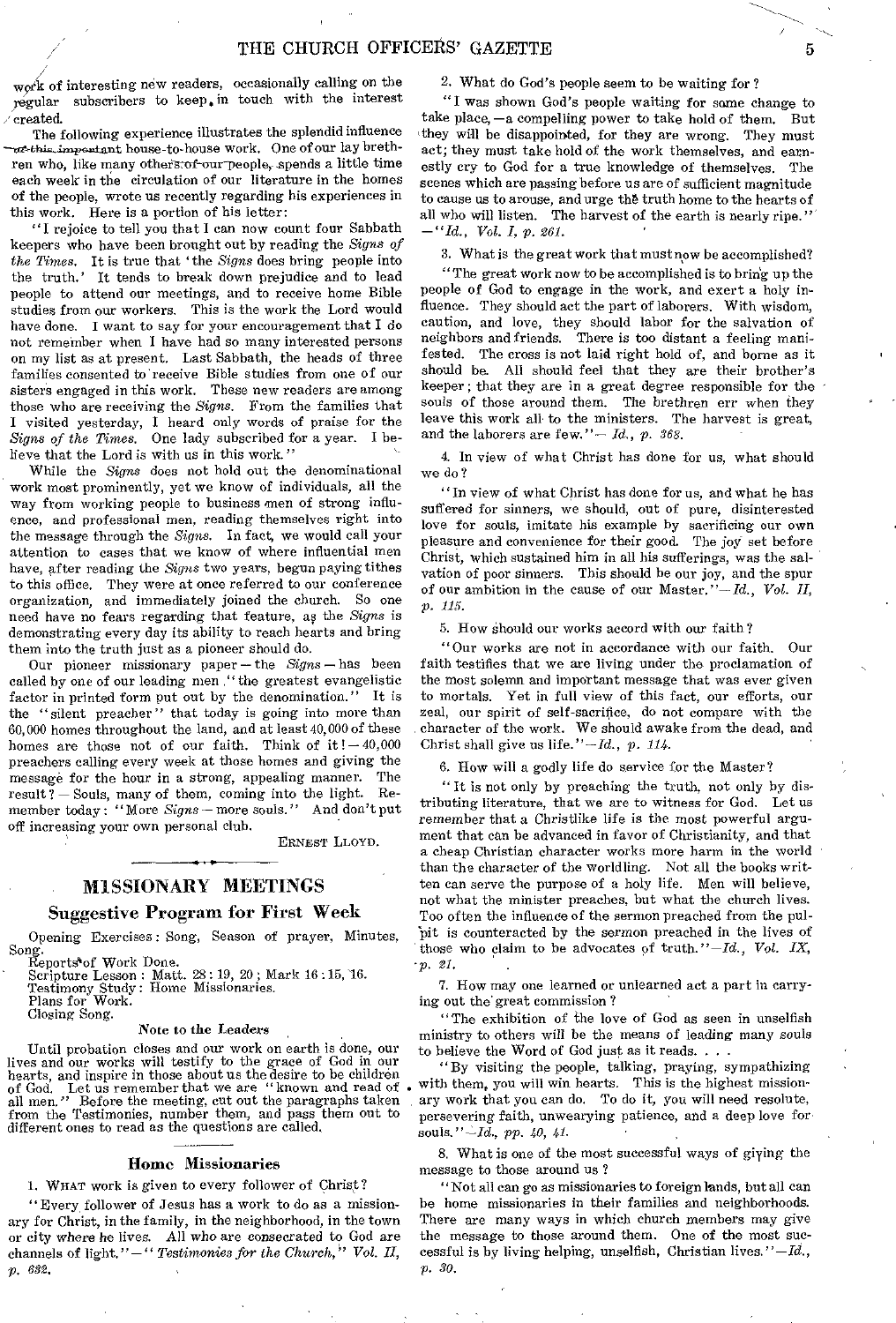work of interesting new readers, occasionally calling on the regular subscribers to keep in touch with the interest created.

The following experience illustrates the splendid influence of this important house-to-house work. One of our lay brethren who, like many others of our people, spends a little time each week in the circulation of our literature in the homes of the people, wrote us recently regarding his experiences in this work. Here is a portion of his letter:

"I rejoice to tell you that I can now count four Sabbath keepers who have been brought out by reading the *Signs of the Times*. It is true that 'the *Signs* does bring people into the truth.' It tends to break down prejudice and to lead people to attend our meetings, and to receive home Bible studies from our workers. This is the work the Lord would have done. I want to say for your encouragement that I do not remember when I have had so many interested persons on my list as at present. Last Sabbath, the heads of three families consented to receive Bible studies from one of our sisters engaged in this work. These new readers are among those who are receiving the *Signs*. From the families that I visited yesterday, I heard only words of praise for the *Signs of the Times*. One lady subscribed for a year. I believe that the Lord is with us in this work."

While the *Signs* does not hold out the denominational work most prominently, yet we know of individuals, all the way from working people to business men of strong influence, and professional men, reading themselves right into the message through the *Signs*. In fact, we would call your attention to cases that we know of where influential men have, after reading the *Signs* two years, begun paying tithes to this office. They were at once referred to our conference organization, and immediately joined the church. So one need have no fears regarding that feature, as the *Signs* is demonstrating every day its ability to reach hearts and bring them into the truth just as a pioneer should do.

Our pioneer missionary paper — the *Signs* — has been called by one of our leading men "the greatest evangelistic factor in printed form put out by the denomination." It is the "silent preacher" that today is going into more than 60,000 homes throughout the land, and at least 40,000 of these homes are those not of our faith. Think of it! — 40,000 preachers calling every week at those homes and giving the message for the hour in a strong, appealing manner. The result? — Souls, many of them, coming into the light. Remember today: "More *Signs* — more souls." And don't put off increasing your own personal club.

ERNEST LLOYD.

## MISSIONARY MEETINGS

### Suggestive Program for First Week

Opening Exercises: Song, Season of prayer, Minutes, Song.
Reports of Work Done.
Scripture Lesson: Matt. 28:19, 20; Mark 16:15, 16.
Testimony Study: Home Missionaries.
Plans for Work.
Closing Song.

#### Note to the Leaders

Until probation closes and our work on earth is done, our lives and our works will testify to the grace of God in our hearts, and inspire in those about us the desire to be children of God. Let us remember that we are "known and read of all men." Before the meeting, cut out the paragraphs taken from the Testimonies, number them, and pass them out to different ones to read as the questions are called.

### Home Missionaries

1. WHAT work is given to every follower of Christ?

"Every follower of Jesus has a work to do as a missionary for Christ, in the family, in the neighborhood, in the town or city where he lives. All who are consecrated to God are channels of light." — "*Testimonies for the Church,*" *Vol. II, p. 632.*

2. What do God's people seem to be waiting for?

"I was shown God's people waiting for some change to take place, — a compelling power to take hold of them. But they will be disappointed, for they are wrong. They must act; they must take hold of the work themselves, and earnestly cry to God for a true knowledge of themselves. The scenes which are passing before us are of sufficient magnitude to cause us to arouse, and urge the truth home to the hearts of all who will listen. The harvest of the earth is nearly ripe." — "*Id., Vol. I, p. 261.*

3. What is the great work that must now be accomplished?

"The great work now to be accomplished is to bring up the people of God to engage in the work, and exert a holy influence. They should act the part of laborers. With wisdom, caution, and love, they should labor for the salvation of neighbors and friends. There is too distant a feeling manifested. The cross is not laid right hold of, and borne as it should be. All should feel that they are their brother's keeper; that they are in a great degree responsible for the souls of those around them. The brethren err when they leave this work all to the ministers. The harvest is great, and the laborers are few." — *Id., p. 368.*

4. In view of what Christ has done for us, what should we do?

"In view of what Christ has done for us, and what he has suffered for sinners, we should, out of pure, disinterested love for souls, imitate his example by sacrificing our own pleasure and convenience for their good. The joy set before Christ, which sustained him in all his sufferings, was the salvation of poor sinners. This should be our joy, and the spur of our ambition in the cause of our Master." — *Id., Vol. II, p. 115.*

5. How should our works accord with our faith?

"Our works are not in accordance with our faith. Our faith testifies that we are living under the proclamation of the most solemn and important message that was ever given to mortals. Yet in full view of this fact, our efforts, our zeal, our spirit of self-sacrifice, do not compare with the character of the work. We should awake from the dead, and Christ shall give us life." — *Id., p. 114.*

6. How will a godly life do service for the Master?

"It is not only by preaching the truth, not only by distributing literature, that we are to witness for God. Let us remember that a Christlike life is the most powerful argument that can be advanced in favor of Christianity, and that a cheap Christian character works more harm in the world than the character of the worldling. Not all the books written can serve the purpose of a holy life. Men will believe, not what the minister preaches, but what the church lives. Too often the influence of the sermon preached from the pulpit is counteracted by the sermon preached in the lives of those who claim to be advocates of truth." — *Id., Vol. IX, p. 21.*

7. How may one learned or unlearned act a part in carrying out the great commission?

"The exhibition of the love of God as seen in unselfish ministry to others will be the means of leading many souls to believe the Word of God just as it reads. . . .

"By visiting the people, talking, praying, sympathizing with them, you will win hearts. This is the highest missionary work that you can do. To do it, you will need resolute, persevering faith, unwearying patience, and a deep love for souls." — *Id., pp. 40, 41.*

8. What is one of the most successful ways of giving the message to those around us?

"Not all can go as missionaries to foreign lands, but all can be home missionaries in their families and neighborhoods. There are many ways in which church members may give the message to those around them. One of the most successful is by living helping, unselfish, Christian lives." — *Id., p. 30.*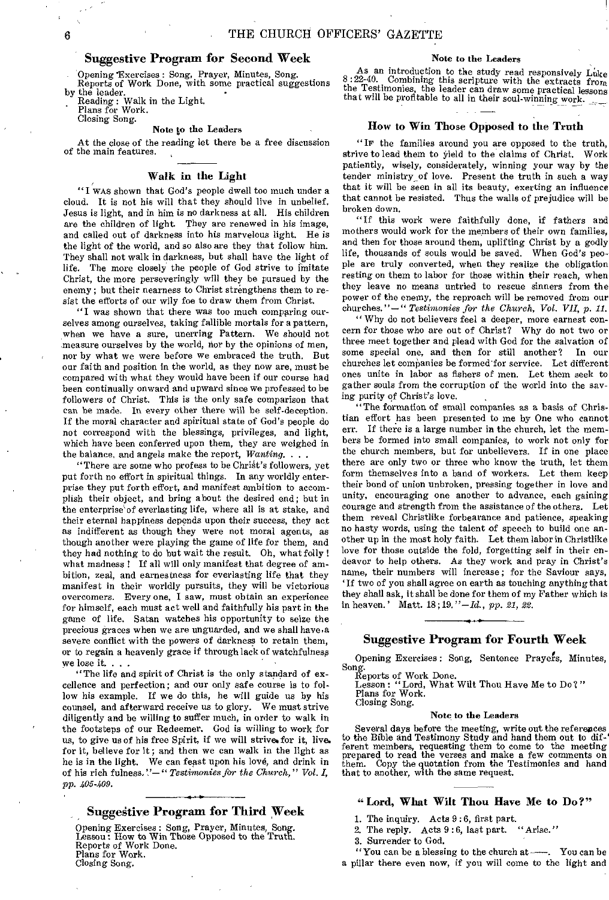## Suggestive Program for Second Week

Opening Exercises: Song, Prayer, Minutes, Song.
Reports of Work Done, with some practical suggestions by the leader.
Reading: Walk in the Light.
Plans for Work.
Closing Song.

### Note to the Leaders

At the close of the reading let there be a free discussion of the main features.

## Walk in the Light

"I WAS shown that God's people dwell too much under a cloud. It is not his will that they should live in unbelief. Jesus is light, and in him is no darkness at all. His children are the children of light. They are renewed in his image, and called out of darkness into his marvelous light. He is the light of the world, and so also are they that follow him. They shall not walk in darkness, but shall have the light of life. The more closely the people of God strive to imitate Christ, the more perseveringly will they be pursued by the enemy; but their nearness to Christ strengthens them to resist the efforts of our wily foe to draw them from Christ.

"I was shown that there was too much comparing ourselves among ourselves, taking fallible mortals for a pattern, when we have a sure, unerring Pattern. We should not measure ourselves by the world, nor by the opinions of men, nor by what we were before we embraced the truth. But our faith and position in the world, as they now are, must be compared with what they would have been if our course had been continually onward and upward since we professed to be followers of Christ. This is the only safe comparison that can be made. In every other there will be self-deception. If the moral character and spiritual state of God's people do not correspond with the blessings, privileges, and light, which have been conferred upon them, they are weighed in the balance, and angels make the report, *Wanting*. . . .

"There are some who profess to be Christ's followers, yet put forth no effort in spiritual things. In any worldly enterprise they put forth effort, and manifest ambition to accomplish their object, and bring about the desired end; but in the enterprise of everlasting life, where all is at stake, and their eternal happiness depends upon their success, they act as indifferent as though they were not moral agents, as though another were playing the game of life for them, and they had nothing to do but wait the result. Oh, what folly! what madness! If all will only manifest that degree of ambition, zeal, and earnestness for everlasting life that they manifest in their worldly pursuits, they will be victorious overcomers. Every one, I saw, must obtain an experience for himself, each must act well and faithfully his part in the game of life. Satan watches his opportunity to seize the precious graces when we are unguarded, and we shall have a severe conflict with the powers of darkness to retain them, or to regain a heavenly grace if through lack of watchfulness we lose it. . . .

"The life and spirit of Christ is the only standard of excellence and perfection; and our only safe course is to follow his example. If we do this, he will guide us by his counsel, and afterward receive us to glory. We must strive diligently and be willing to suffer much, in order to walk in the footsteps of our Redeemer. God is willing to work for us, to give us of his free Spirit, if we will strive for it, live for it, believe for it; and then we can walk in the light as he is in the light. We can feast upon his love, and drink in of his rich fulness."—"*Testimonies for the Church," Vol. I, pp. 405-409.*

## Suggestive Program for Third Week

Opening Exercises: Song, Prayer, Minutes, Song.
Lesson: How to Win Those Opposed to the Truth.
Reports of Work Done.
Plans for Work.
Closing Song.

### Note to the Leaders

As an introduction to the study read responsively Luke 8:22-40. Combining this scripture with the extracts from the Testimonies, the leader can draw some practical lessons that will be profitable to all in their soul-winning work.

## How to Win Those Opposed to the Truth

"IF the families around you are opposed to the truth, strive to lead them to yield to the claims of Christ. Work patiently, wisely, considerately, winning your way by the tender ministry of love. Present the truth in such a way that it will be seen in all its beauty, exerting an influence that cannot be resisted. Thus the walls of prejudice will be broken down.

"If this work were faithfully done, if fathers and mothers would work for the members of their own families, and then for those around them, uplifting Christ by a godly life, thousands of souls would be saved. When God's people are truly converted, when they realize the obligation resting on them to labor for those within their reach, when they leave no means untried to rescue sinners from the power of the enemy, the reproach will be removed from our churches."—"*Testimonies for the Church, Vol. VII, p. 11.*

"Why do not believers feel a deeper, more earnest concern for those who are out of Christ? Why do not two or three meet together and plead with God for the salvation of some special one, and then for still another? In our churches let companies be formed for service. Let different ones unite in labor as fishers of men. Let them seek to gather souls from the corruption of the world into the saving purity of Christ's love.

"The formation of small companies as a basis of Christian effort has been presented to me by One who cannot err. If there is a large number in the church, let the members be formed into small companies, to work not only for the church members, but for unbelievers. If in one place there are only two or three who know the truth, let them form themselves into a band of workers. Let them keep their bond of union unbroken, pressing together in love and unity, encouraging one another to advance, each gaining courage and strength from the assistance of the others. Let them reveal Christlike forbearance and patience, speaking no hasty words, using the talent of speech to build one another up in the most holy faith. Let them labor in Christlike love for those outside the fold, forgetting self in their endeavor to help others. As they work and pray in Christ's name, their numbers will increase; for the Saviour says, 'If two of you shall agree on earth as touching anything that they shall ask, it shall be done for them of my Father which is in heaven.' Matt. 18:19."—*Id., pp. 21, 22.*

## Suggestive Program for Fourth Week

Opening Exercises: Song, Sentence Prayers, Minutes, Song.
Reports of Work Done.
Lesson: "Lord, What Wilt Thou Have Me to Do?"
Plans for Work.
Closing Song.

### Note to the Leaders

Several days before the meeting, write out the references to the Bible and Testimony Study and hand them out to different members, requesting them to come to the meeting prepared to read the verses and make a few comments on them. Copy the quotation from the Testimonies and hand that to another, with the same request.

## "Lord, What Wilt Thou Have Me to Do?"

1. The inquiry. Acts 9:6, first part.
2. The reply. Acts 9:6, last part. "Arise."
3. Surrender to God.

"You can be a blessing to the church at ——. You can be a pillar there even now, if you will come to the light and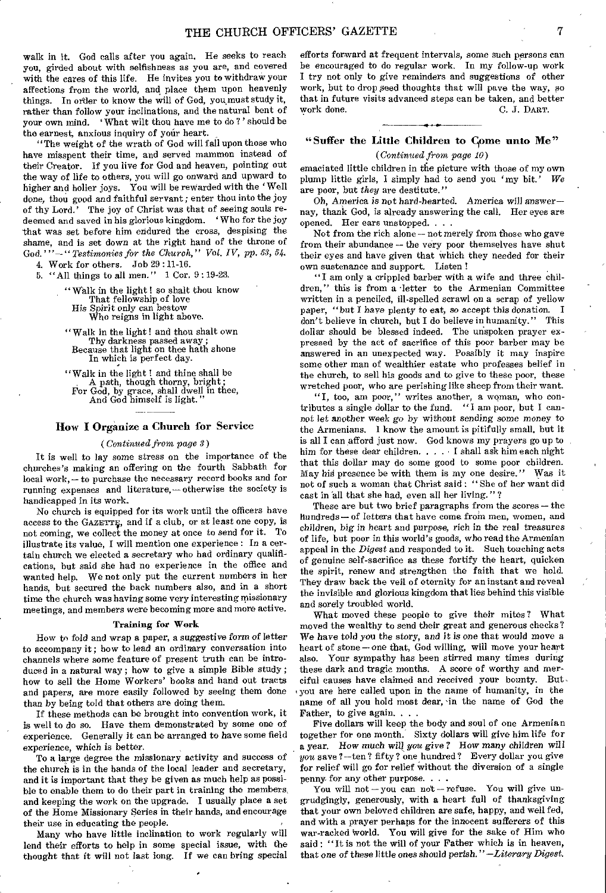walk in it. God calls after you again. He seeks to reach you, girded about with selfishness as you are, and covered with the cares of this life. He invites you to withdraw your affections from the world, and place them upon heavenly things. In order to know the will of God, you must study it, rather than follow your inclinations, and the natural bent of your own mind. 'What wilt thou have me to do?' should be the earnest, anxious inquiry of your heart.

"The weight of the wrath of God will fall upon those who have misspent their time, and served mammon instead of their Creator. If you live for God and heaven, pointing out the way of life to others, you will go onward and upward to higher and holier joys. You will be rewarded with the 'Well done, thou good and faithful servant; enter thou into the joy of thy Lord.' The joy of Christ was that of seeing souls redeemed and saved in his glorious kingdom. 'Who for the joy that was set before him endured the cross, despising the shame, and is set down at the right hand of the throne of God.'" — *"Testimonies for the Church," Vol. IV, pp. 53, 54.*

4. Work for others. Job 29:11-16.
5. "All things to all men." 1 Cor. 9:19-23.

> "Walk in the light! so shalt thou know
> That fellowship of love
> His Spirit only can bestow
> Who reigns in light above.
>
> "Walk in the light! and thou shalt own
> Thy darkness passed away;
> Because that light on thee hath shone
> In which is perfect day.
>
> "Walk in the light! and thine shall be
> A path, though thorny, bright;
> For God, by grace, shall dwell in thee,
> And God himself is light."

## How I Organize a Church for Service

*(Continued from page 3)*

It is well to lay some stress on the importance of the churches's making an offering on the fourth Sabbath for local work, — to purchase the necessary record books and for running expenses and literature, — otherwise the society is handicapped in its work.

No church is equipped for its work until the officers have access to the GAZETTE, and if a club, or at least one copy, is not coming, we collect the money at once to send for it. To illustrate its value, I will mention one experience: In a certain church we elected a secretary who had ordinary qualifications, but said she had no experience in the office and wanted help. We not only put the current numbers in her hands, but secured the back numbers also, and in a short time the church was having some very interesting missionary meetings, and members were becoming more and more active.

### Training for Work

How to fold and wrap a paper, a suggestive form of letter to accompany it; how to lead an ordinary conversation into channels where some feature of present truth can be introduced in a natural way; how to give a simple Bible study; how to sell the Home Workers' books and hand out tracts and papers, are more easily followed by seeing them done than by being told that others are doing them.

If these methods can be brought into convention work, it is well to do so. Have them demonstrated by some one of experience. Generally it can be arranged to have some field experience, which is better.

To a large degree the missionary activity and success of the church is in the hands of the local leader and secretary, and it is important that they be given as much help as possible to enable them to do their part in training the members and keeping the work on the upgrade. I usually place a set of the Home Missionary Series in their hands, and encourage their use in educating the people.

Many who have little inclination to work regularly will lend their efforts to help in some special issue, with the thought that it will not last long. If we can bring special efforts forward at frequent intervals, some such persons can be encouraged to do regular work. In my follow-up work I try not only to give reminders and suggestions of other work, but to drop seed thoughts that will pave the way, so that in future visits advanced steps can be taken, and better work done.

C. J. DART.

## "Suffer the Little Children to Come unto Me"

*(Continued from page 10)*

emaciated little children in the picture with those of my own plump little girls, I simply had to send you 'my bit.' *We* are poor, but *they* are destitute."

Oh, America is not hard-hearted. America will answer — nay, thank God, is already answering the call. Her eyes are opened. Her ears unstopped. . . .

Not from the rich alone — not merely from those who gave from their abundance — the very poor themselves have shut their eyes and have given that which they needed for their own sustenance and support. Listen!

"I am only a crippled barber with a wife and three children," this is from a letter to the Armenian Committee written in a penciled, ill-spelled scrawl on a scrap of yellow paper, "but I have plenty to eat, so accept this donation. I don't believe in church, but I do believe in humanity." This dollar should be blessed indeed. The unspoken prayer expressed by the act of sacrifice of this poor barber may be answered in an unexpected way. Possibly it may inspire some other man of wealthier estate who professes belief in the church, to sell his goods and to give to these poor, these wretched poor, who are perishing like sheep from their want.

"I, too, am poor," writes another, a woman, who contributes a single dollar to the fund. "I am poor, but I cannot let another week go by without sending some money to the Armenians. I know the amount is pitifully small, but it is all I can afford just now. God knows my prayers go up to him for these dear children. . . . I shall ask him each night that this dollar may do some good to some poor children. May his presence be with them is my one desire." Was it not of such a woman that Christ said: "She of her want did cast in all that she had, even all her living."?

These are but two brief paragraphs from the scores — the hundreds — of letters that have come from men, women, and children, big in heart and purpose, rich in the real treasures of life, but poor in this world's goods, who read the Armenian appeal in the *Digest* and responded to it. Such touching acts of genuine self-sacrifice as these fortify the heart, quicken the spirit, renew and strengthen the faith that we hold. They draw back the veil of eternity for an instant and reveal the invisible and glorious kingdom that lies behind this visible and sorely troubled world.

What moved these people to give their mites? What moved the wealthy to send their great and generous checks? We have told you the story, and it is one that would move a heart of stone — one that, God willing, will move your heart also. Your sympathy has been stirred many times during these dark and tragic months. A score of worthy and merciful causes have claimed and received your bounty. But you are here called upon in the name of humanity, in the name of all you hold most dear, in the name of God the Father, to give again. . . .

Five dollars will keep the body and soul of one Armenian together for one month. Sixty dollars will give him life for a year. *How much will you give? How many children will you save?* — ten? fifty? one hundred? Every dollar you give for relief will go for relief without the diversion of a single penny for any other purpose. . . .

You will not — you can not — refuse. You will give ungrudgingly, generously, with a heart full of thanksgiving that your own beloved children are safe, happy, and well fed, and with a prayer perhaps for the innocent sufferers of this war-racked world. You will give for the sake of Him who said: "It is not the will of your Father which is in heaven, that one of these little ones should perish." — *Literary Digest.*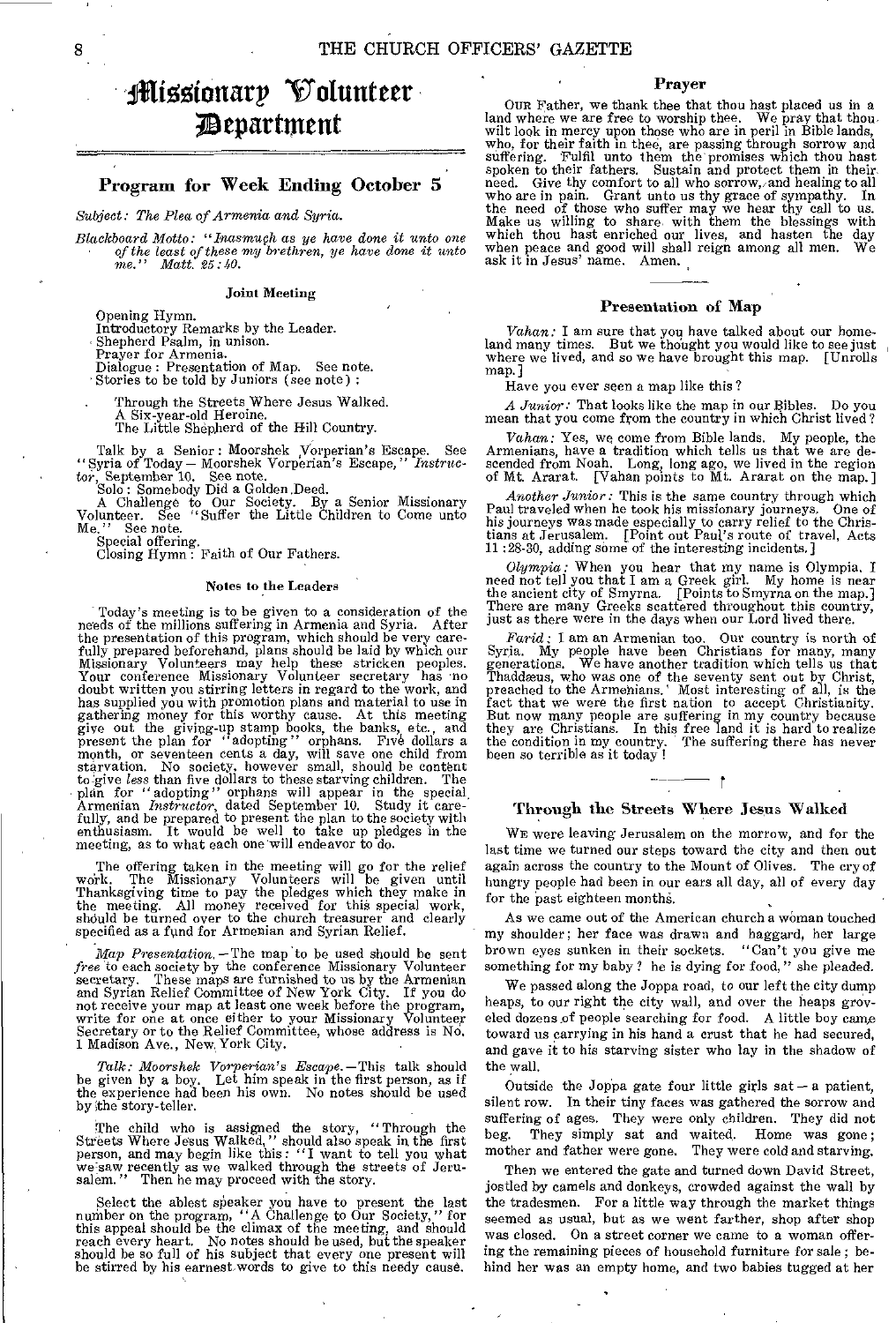# Missionary Volunteer Department

## Program for Week Ending October 5

*Subject: The Plea of Armenia and Syria.*

*Blackboard Motto: "Inasmuch as ye have done it unto one of the least of these my brethren, ye have done it unto me." Matt. 25:40.*

### Joint Meeting

Opening Hymn.
Introductory Remarks by the Leader.
Shepherd Psalm, in unison.
Prayer for Armenia.
Dialogue: Presentation of Map. See note.
Stories to be told by Juniors (see note):

- Through the Streets Where Jesus Walked.
- A Six-year-old Heroine.
- The Little Shepherd of the Hill Country.

Talk by a Senior: Moorshek Vorperian's Escape. See "Syria of Today — Moorshek Vorperian's Escape," *Instructor*, September 10. See note.
Solo: Somebody Did a Golden Deed.
A Challenge to Our Society. By a Senior Missionary Volunteer. See "Suffer the Little Children to Come unto Me." See note.
Special offering.
Closing Hymn: Faith of Our Fathers.

### Notes to the Leaders

Today's meeting is to be given to a consideration of the needs of the millions suffering in Armenia and Syria. After the presentation of this program, which should be very carefully prepared beforehand, plans should be laid by which our Missionary Volunteers may help these stricken peoples. Your conference Missionary Volunteer secretary has no doubt written you stirring letters in regard to the work, and has supplied you with promotion plans and material to use in gathering money for this worthy cause. At this meeting give out the giving-up stamp books, the banks, etc., and present the plan for "adopting" orphans. Five dollars a month, or seventeen cents a day, will save one child from starvation. No society, however small, should be content to give *less* than five dollars to these starving children. The plan for "adopting" orphans will appear in the special Armenian *Instructor*, dated September 10. Study it carefully, and be prepared to present the plan to the society with enthusiasm. It would be well to take up pledges in the meeting, as to what each one will endeavor to do.

The offering taken in the meeting will go for the relief work. The Missionary Volunteers will be given until Thanksgiving time to pay the pledges which they make in the meeting. All money received for this special work, should be turned over to the church treasurer and clearly specified as a fund for Armenian and Syrian Relief.

*Map Presentation.* — The map to be used should be sent *free* to each society by the conference Missionary Volunteer secretary. These maps are furnished to us by the Armenian and Syrian Relief Committee of New York City. If you do not receive your map at least one week before the program, write for one at once either to your Missionary Volunteer Secretary or to the Relief Committee, whose address is No. 1 Madison Ave., New York City.

*Talk: Moorshek Vorperian's Escape.* — This talk should be given by a boy. Let him speak in the first person, as if the experience had been his own. No notes should be used by the story-teller.

The child who is assigned the story, "Through the Streets Where Jesus Walked," should also speak in the first person, and may begin like this: "I want to tell you what we saw recently as we walked through the streets of Jerusalem." Then he may proceed with the story.

Select the ablest speaker you have to present the last number on the program, "A Challenge to Our Society," for this appeal should be the climax of the meeting, and should reach every heart. No notes should be used, but the speaker should be so full of his subject that every one present will be stirred by his earnest words to give to this needy cause.

### Prayer

Our Father, we thank thee that thou hast placed us in a land where we are free to worship thee. We pray that thou wilt look in mercy upon those who are in peril in Bible lands, who, for their faith in thee, are passing through sorrow and suffering. Fulfil unto them the promises which thou hast spoken to their fathers. Sustain and protect them in their need. Give thy comfort to all who sorrow, and healing to all who are in pain. Grant unto us thy grace of sympathy. In the need of those who suffer may we hear thy call to us. Make us willing to share with them the blessings with which thou hast enriched our lives, and hasten the day when peace and good will shall reign among all men. We ask it in Jesus' name. Amen.

### Presentation of Map

*Vahan:* I am sure that you have talked about our homeland many times. But we thought you would like to see just where we lived, and so we have brought this map. [Unrolls map.]

Have you ever seen a map like this?

*A Junior:* That looks like the map in our Bibles. Do you mean that you come from the country in which Christ lived?

*Vahan:* Yes, we come from Bible lands. My people, the Armenians, have a tradition which tells us that we are descended from Noah. Long, long ago, we lived in the region of Mt. Ararat. [Vahan points to Mt. Ararat on the map.]

*Another Junior:* This is the same country through which Paul traveled when he took his missionary journeys. One of his journeys was made especially to carry relief to the Christians at Jerusalem. [Point out Paul's route of travel, Acts 11:28-30, adding some of the interesting incidents.]

*Olympia:* When you hear that my name is Olympia, I need not tell you that I am a Greek girl. My home is near the ancient city of Smyrna. [Points to Smyrna on the map.] There are many Greeks scattered throughout this country, just as there were in the days when our Lord lived there.

*Farid:* I am an Armenian too. Our country is north of Syria. My people have been Christians for many, many generations. We have another tradition which tells us that Thaddæus, who was one of the seventy sent out by Christ, preached to the Armenians. Most interesting of all, is the fact that we were the first nation to accept Christianity. But now many people are suffering in my country because they are Christians. In this free land it is hard to realize the condition in my country. The suffering there has never been so terrible as it today!

### Through the Streets Where Jesus Walked

We were leaving Jerusalem on the morrow, and for the last time we turned our steps toward the city and then out again across the country to the Mount of Olives. The cry of hungry people had been in our ears all day, all of every day for the past eighteen months.

As we came out of the American church a woman touched my shoulder; her face was drawn and haggard, her large brown eyes sunken in their sockets. "Can't you give me something for my baby? he is dying for food," she pleaded.

We passed along the Joppa road, to our left the city dump heaps, to our right the city wall, and over the heaps groveled dozens of people searching for food. A little boy came toward us carrying in his hand a crust that he had secured, and gave it to his starving sister who lay in the shadow of the wall.

Outside the Joppa gate four little girls sat — a patient, silent row. In their tiny faces was gathered the sorrow and suffering of ages. They were only children. They did not beg. They simply sat and waited. Home was gone; mother and father were gone. They were cold and starving.

Then we entered the gate and turned down David Street, jostled by camels and donkeys, crowded against the wall by the tradesmen. For a little way through the market things seemed as usual, but as we went farther, shop after shop was closed. On a street corner we came to a woman offering the remaining pieces of household furniture for sale; behind her was an empty home, and two babies tugged at her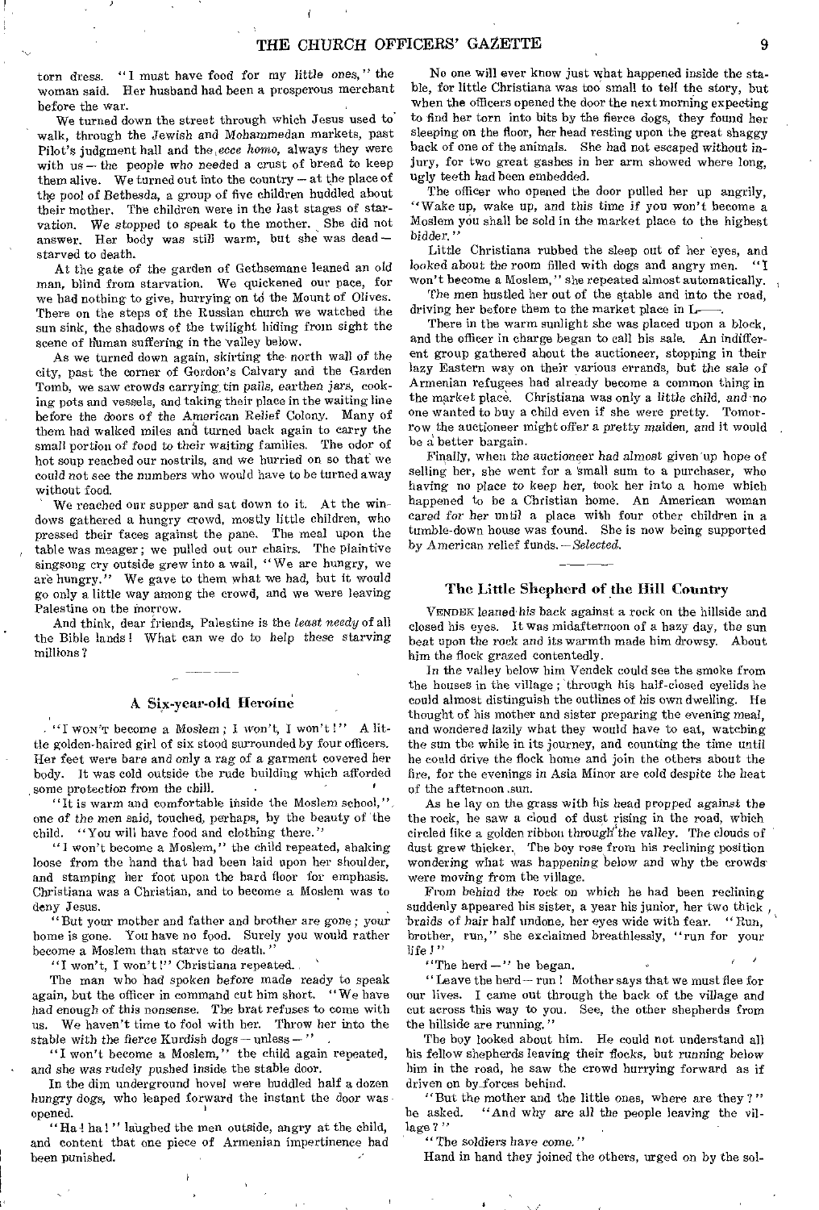torn dress. "I must have food for my little ones," the woman said. Her husband had been a prosperous merchant before the war.

We turned down the street through which Jesus used to walk, through the Jewish and Mohammedan markets, past Pilot's judgment hall and the *ecce homo*, always they were with us — the people who needed a crust of bread to keep them alive. We turned out into the country — at the place of the pool of Bethesda, a group of five children huddled about their mother. The children were in the last stages of starvation. We stopped to speak to the mother. She did not answer. Her body was still warm, but she was dead — starved to death.

At the gate of the garden of Gethsemane leaned an old man, blind from starvation. We quickened our pace, for we had nothing to give, hurrying on to the Mount of Olives. There on the steps of the Russian church we watched the sun sink, the shadows of the twilight hiding from sight the scene of human suffering in the valley below.

As we turned down again, skirting the north wall of the city, past the corner of Gordon's Calvary and the Garden Tomb, we saw crowds carrying tin pails, earthen jars, cooking pots and vessels, and taking their place in the waiting line before the doors of the American Relief Colony. Many of them had walked miles and turned back again to carry the small portion of food to their waiting families. The odor of hot soup reached our nostrils, and we hurried on so that we could not see the numbers who would have to be turned away without food.

We reached our supper and sat down to it. At the windows gathered a hungry crowd, mostly little children, who pressed their faces against the pane. The meal upon the table was meager; we pulled out our chairs. The plaintive singsong cry outside grew into a wail, "We are hungry, we are hungry." We gave to them what we had, but it would go only a little way among the crowd, and we were leaving Palestine on the morrow.

And think, dear friends, Palestine is the *least needy* of all the Bible lands! What can we do to help these starving millions?

## A Six-year-old Heroine

"I WON'T become a Moslem; I won't, I won't!" A little golden-haired girl of six stood surrounded by four officers. Her feet were bare and only a rag of a garment covered her body. It was cold outside the rude building which afforded some protection from the chill.

"It is warm and comfortable inside the Moslem school," one of the men said, touched, perhaps, by the beauty of the child. "You will have food and clothing there."

"I won't become a Moslem," the child repeated, shaking loose from the hand that had been laid upon her shoulder, and stamping her foot upon the hard floor for emphasis. Christiana was a Christian, and to become a Moslem was to deny Jesus.

"But your mother and father and brother are gone; your home is gone. You have no food. Surely you would rather become a Moslem than starve to death."

"I won't, I won't!" Christiana repeated.

The man who had spoken before made ready to speak again, but the officer in command cut him short. "We have had enough of this nonsense. The brat refuses to come with us. We haven't time to fool with her. Throw her into the stable with the fierce Kurdish dogs — unless — "

"I won't become a Moslem," the child again repeated, and she was rudely pushed inside the stable door.

In the dim underground hovel were huddled half a dozen hungry dogs, who leaped forward the instant the door was opened.

"Ha! ha!" laughed the men outside, angry at the child, and content that one piece of Armenian impertinence had been punished.

No one will ever know just what happened inside the stable, for little Christiana was too small to tell the story, but when the officers opened the door the next morning expecting to find her torn into bits by the fierce dogs, they found her sleeping on the floor, her head resting upon the great shaggy back of one of the animals. She had not escaped without injury, for two great gashes in her arm showed where long, ugly teeth had been embedded.

The officer who opened the door pulled her up angrily, "Wake up, wake up, and this time if you won't become a Moslem you shall be sold in the market place to the highest bidder."

Little Christiana rubbed the sleep out of her eyes, and looked about the room filled with dogs and angry men. "I won't become a Moslem," she repeated almost automatically.

The men hustled her out of the stable and into the road, driving her before them to the market place in L——.

There in the warm sunlight she was placed upon a block, and the officer in charge began to call his sale. An indifferent group gathered about the auctioneer, stopping in their lazy Eastern way on their various errands, but the sale of Armenian refugees had already become a common thing in the market place. Christiana was only a little child, and no one wanted to buy a child even if she were pretty. Tomorrow the auctioneer might offer a pretty maiden, and it would be a better bargain.

Finally, when the auctioneer had almost given up hope of selling her, she went for a small sum to a purchaser, who having no place to keep her, took her into a home which happened to be a Christian home. An American woman cared for her until a place with four other children in a tumble-down house was found. She is now being supported by American relief funds. — *Selected.*

## The Little Shepherd of the Hill Country

VENDEK leaned his back against a rock on the hillside and closed his eyes. It was midafternoon of a hazy day, the sun beat upon the rock and its warmth made him drowsy. About him the flock grazed contentedly.

In the valley below him Vendek could see the smoke from the houses in the village; through his half-closed eyelids he could almost distinguish the outlines of his own dwelling. He thought of his mother and sister preparing the evening meal, and wondered lazily what they would have to eat, watching the sun the while in its journey, and counting the time until he could drive the flock home and join the others about the fire, for the evenings in Asia Minor are cold despite the heat of the afternoon sun.

As he lay on the grass with his head propped against the the rock, he saw a cloud of dust rising in the road, which circled like a golden ribbon through the valley. The clouds of dust grew thicker. The boy rose from his reclining position wondering what was happening below and why the crowds were moving from the village.

From behind the rock on which he had been reclining suddenly appeared his sister, a year his junior, her two thick braids of hair half undone, her eyes wide with fear. "Run, brother, run," she exclaimed breathlessly, "run for your life!"

"The herd —" he began.

"Leave the herd — run! Mother says that we must flee for our lives. I came out through the back of the village and cut across this way to you. See, the other shepherds from the hillside are running."

The boy looked about him. He could not understand all his fellow shepherds leaving their flocks, but running below him in the road, he saw the crowd hurrying forward as if driven on by forces behind.

"But the mother and the little ones, where are they?" he asked. "And why are all the people leaving the village?"

"The soldiers have come."

Hand in hand they joined the others, urged on by the sol-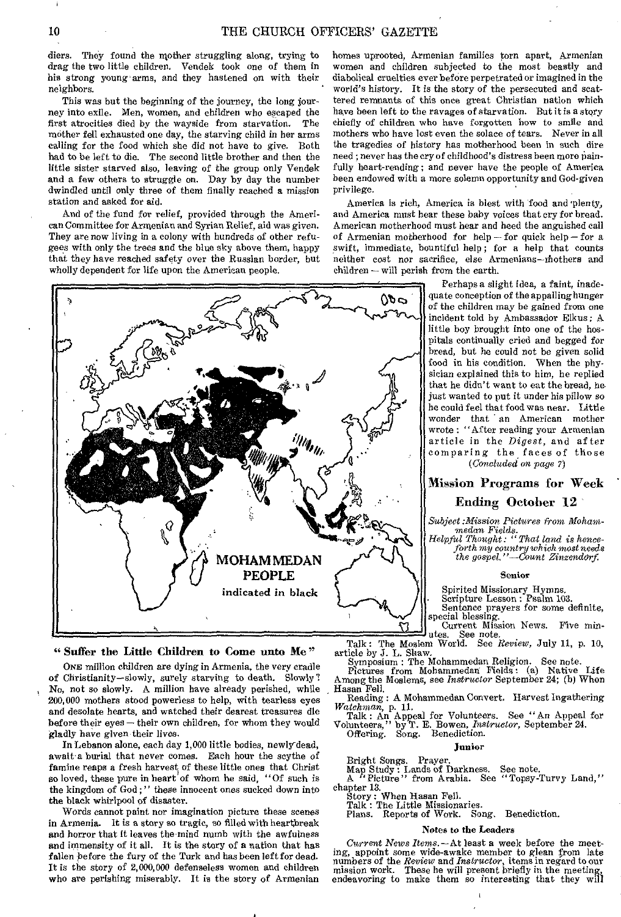diers. They found the mother struggling along, trying to drag the two little children. Vendek took one of them in his strong young arms, and they hastened on with their neighbors.

This was but the beginning of the journey, the long journey into exile. Men, women, and children who escaped the first atrocities died by the wayside from starvation. The mother fell exhausted one day, the starving child in her arms calling for the food which she did not have to give. Both had to be left to die. The second little brother and then the little sister starved also, leaving of the group only Vendek and a few others to struggle on. Day by day the number dwindled until only three of them finally reached a mission station and asked for aid.

And of the fund for relief, provided through the American Committee for Armenian and Syrian Relief, aid was given. They are now living in a colony with hundreds of other refugees with only the trees and the blue sky above them, happy that they have reached safety over the Russian border, but wholly dependent for life upon the American people.

MOHAMMEDAN PEOPLE indicated in black

## "Suffer the Little Children to Come unto Me"

ONE million children are dying in Armenia, the very cradle of Christianity—slowly, surely starving to death. Slowly? No, not so slowly. A million have already perished, while 200,000 mothers stood powerless to help, with tearless eyes and desolate hearts, and watched their dearest treasures die before their eyes — their own children, for whom they would gladly have given their lives.

In Lebanon alone, each day 1,000 little bodies, newly dead, await a burial that never comes. Each hour the scythe of famine reaps a fresh harvest of these little ones that Christ so loved, these pure in heart of whom he said, "Of such is the kingdom of God;" these innocent ones sucked down into the black whirlpool of disaster.

Words cannot paint nor imagination picture these scenes in Armenia. It is a story so tragic, so filled with heartbreak and horror that it leaves the mind numb with the awfulness and immensity of it all. It is the story of a nation that has fallen before the fury of the Turk and has been left for dead. It is the story of 2,000,000 defenseless women and children who are perishing miserably. It is the story of Armenian homes uprooted, Armenian families torn apart, Armenian women and children subjected to the most beastly and diabolical cruelties ever before perpetrated or imagined in the world's history. It is the story of the persecuted and scattered remnants of this once great Christian nation which have been left to the ravages of starvation. But it is a story chiefly of children who have forgotten how to smile and mothers who have lost even the solace of tears. Never in all the tragedies of history has motherhood been in such dire need; never has the cry of childhood's distress been more painfully heart-rending; and never have the people of America been endowed with a more solemn opportunity and God-given privilege.

America is rich, America is blest with food and plenty, and America must hear these baby voices that cry for bread. American motherhood must hear and heed the anguished call of Armenian motherhood for help — for quick help — for a swift, immediate, bountiful help; for a help that counts neither cost nor sacrifice, else Armenians — mothers and children — will perish from the earth.

Perhaps a slight idea, a faint, inadequate conception of the appalling hunger of the children may be gained from one incident told by Ambassador Elkus: A little boy brought into one of the hospitals continually cried and begged for bread, but he could not be given solid food in his condition. When the physician explained this to him, he replied that he didn't want to eat the bread, he just wanted to put it under his pillow so he could feel that food was near. Little wonder that an American mother wrote: "After reading your Armenian article in the *Digest*, and after comparing the faces of those

*(Concluded on page 7)*

## Mission Programs for Week Ending October 12

*Subject: Mission Pictures from Mohammedan Fields.*
*Helpful Thought: "That land is henceforth my country which most needs the gospel."—Count Zinzendorf.*

### Senior

Spirited Missionary Hymns.
Scripture Lesson: Psalm 103.
Sentence prayers for some definite, special blessing.
Current Mission News. Five minutes. See note.
Talk: The Moslem World. See *Review*, July 11, p. 10, article by J. L. Shaw.
Symposium: The Mohammedan Religion. See note.
Pictures from Mohammedan Fields: (a) Native Life Among the Moslems, see *Instructor* September 24; (b) When Hasan Fell.
Reading: A Mohammedan Convert. Harvest Ingathering *Watchman*, p. 11.
Talk: An Appeal for Volunteers. See "An Appeal for Volunteers," by T. E. Bowen, *Instructor*, September 24.
Offering. Song. Benediction.

### Junior

Bright Songs. Prayer.
Map Study: Lands of Darkness. See note.
A "Picture" from Arabia. See "Topsy-Turvy Land," chapter 13.
Story: When Hasan Fell.
Talk: The Little Missionaries.
Plans. Reports of Work. Song. Benediction.

### Notes to the Leaders

*Current News Items.*— At least a week before the meeting, appoint some wide-awake member to glean from late numbers of the *Review* and *Instructor*, items in regard to our mission work. These he will present briefly in the meeting, endeavoring to make them so interesting that they will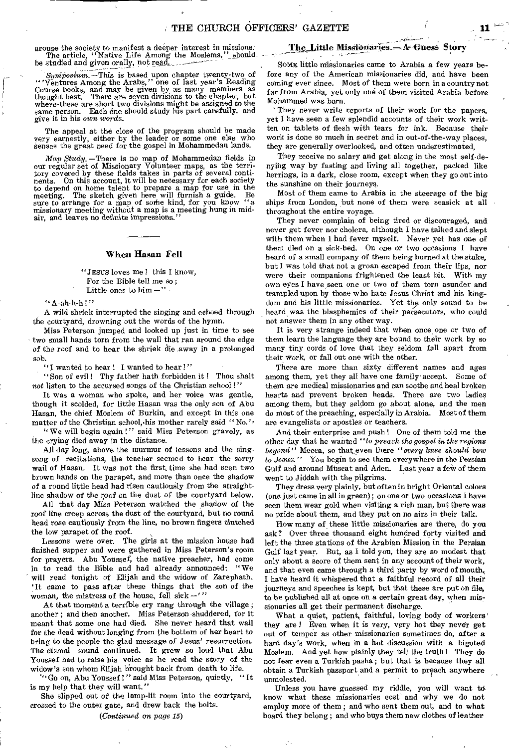arouse the society to manifest a deeper interest in missions. The article, "Native Life Among the Moslems," should be studied and given orally, not read.

*Symposium.*—This is based upon chapter twenty-two of "Ventures Among the Arabs," one of last year's Reading Course books, and may be given by as many members as thought best. There are seven divisions to the chapter, but where these are short two divisions might be assigned to the same person. Each one should study his part carefully, and give it in his *own words*.

The appeal at the close of the program should be made very earnestly, either by the leader or some one else who senses the great need for the gospel in Mohammedan lands.

*Map Study.*—There is no map of Mohammedan fields in our regular set of Missionary Volunteer maps, as the territory covered by these fields takes in parts of several continents. On this account, it will be necessary for each society to depend on home talent to prepare a map for use in the meeting. The sketch given here will furnish a guide. Be sure to arrange for a map of some kind, for you know "a missionary meeting without a map is a meeting hung in midair, and leaves no definite impressions."

## When Hasan Fell

"JESUS loves me! this I know,
For the Bible tell me so;
Little ones to him —"

"A-ah-h-h!"

A wild shriek interrupted the singing and echoed through the courtyard, drowning out the words of the hymn.

Miss Peterson jumped and looked up just in time to see two small hands torn from the wall that ran around the edge of the roof and to hear the shriek die away in a prolonged sob.

"I wanted to hear! I wanted to hear!"

"Son of evil! Thy father hath forbidden it! Thou shalt *not* listen to the accursed songs of the Christian school!"

It was a woman who spoke, and her voice was gentle, though it scolded, for little Hasan was the only son of Abu Hasan, the chief Moslem of Burkin, and except in this one matter of the Christian school, his mother rarely said "No."

"We will begin again!" said Miss Peterson gravely, as the crying died away in the distance.

All day long, above the murmur of lessons and the singsong of recitations, the teacher seemed to hear the sorry wail of Hasan. It was not the first time she had seen two brown hands on the parapet, and more than once the shadow of a round little head had risen cautiously from the straight-line shadow of the roof on the dust of the courtyard below.

All that day Miss Peterson watched the shadow of the roof line creep across the dust of the courtyard, but no round head rose cautiously from the line, no brown fingers clutched the low parapet of the roof.

Lessons were over. The girls at the mission house had finished supper and were gathered in Miss Peterson's room for prayers. Abu Youssef, the native preacher, had come in to read the Bible and had already announced: "We will read tonight of Elijah and the widow of Zarephath. 'It came to pass after these things that the son of the woman, the mistress of the house, fell sick —'"

At that moment a terrible cry rang through the village; another; and then another. Miss Peterson shuddered, for it meant that some one had died. She never heard that wail for the dead without longing from the bottom of her heart to bring to the people the glad message of Jesus' resurrection. The dismal sound continued. It grew so loud that Abu Youssef had to raise his voice as he read the story of the widow's son whom Elijah brought back from death to life.

"Go on, Abu Youssef!" said Miss Peterson, quietly, "It is my help that they will want."

She slipped out of the lamp-lit room into the courtyard, crossed to the outer gate, and drew back the bolts.

*(Continued on page 15)*

## The Little Missionaries — A Guess Story

SOME little missionaries came to Arabia a few years before any of the American missionaries did, and have been coming ever since. Most of them were born in a country not far from Arabia, yet only one of them visited Arabia before Mohammed was born.

They never write reports of their work for the papers, yet I have seen a few splendid accounts of their work written on tablets of flesh with tears for ink. Because their work is done so much in secret and in out-of-the-way places, they are generally overlooked, and often underestimated.

They receive no salary and get along in the most self-denying way by fasting and living all together, packed like herrings, in a dark, close room, except when they go out into the sunshine on their journeys.

Most of them came to Arabia in the steerage of the big ships from London, but none of them were seasick at all throughout the entire voyage.

They never complain of being tired or discouraged, and never get fever nor cholera, although I have talked and slept with them when I had fever myself. Never yet has one of them died on a sick-bed. On one or two occasions I have heard of a small company of them being burned at the stake, but I was told that not a groan escaped from their lips, nor were their companions frightened the least bit. With my own eyes I have seen one or two of them torn asunder and trampled upon by those who hate Jesus Christ and his kingdom and his little missionaries. Yet the only sound to be heard was the blasphemies of their persecutors, who could not answer them in any other way.

It is very strange indeed that when once one or two of them learn the language they are bound to their work by so many tiny cords of love that they seldom fall apart from their work, or fall out one with the other.

There are more than sixty different names and ages among them, yet they all have one family accent. Some of them are medical missionaries and can soothe and heal broken hearts and prevent broken heads. There are two ladies among them, but they seldom go about alone, and the men do most of the preaching, especially in Arabia. Most of them are evangelists or apostles or teachers.

And their enterprise and push! One of them told me the other day that he wanted "*to preach the gospel in the regions beyond*" Mecca, so that even there "*every knee should bow to Jesus.*" You begin to see them everywhere in the Persian Gulf and around Muscat and Aden. Last year a few of them went to Jiddah with the pilgrims.

They dress very plainly, but often in bright Oriental colors (one just came in all in green); on one or two occasions I have seen them wear gold when visiting a rich man, but there was no pride about them, and they put on no airs in their talk.

How many of these little missionaries are there, do you ask? Over three thousand eight hundred forty visited and left the three stations of the Arabian Mission in the Persian Gulf last year. But, as I told you, they are so modest that only about a score of them sent in any account of their work, and that even came through a third party by word of mouth. I have heard it whispered that a faithful record of all their journeys and speeches is kept, but that these are put on file, to be published all at once on a certain great day, when missionaries all get their permanent discharge.

What a quiet, patient, faithful, loving body of workers they are! Even when it is very, very hot they never get out of temper as other missionaries sometimes do, after a hard day's work, when in a hot discussion with a bigoted Moslem. And yet how plainly they tell the truth! They do not fear even a Turkish pasha; but that is because they all obtain a Turkish passport and a permit to preach anywhere unmolested.

Unless you have guessed my riddle, you will want to know what these missionaries cost and why we do not employ more of them; and who sent them out, and to what board they belong; and who buys them new clothes of leather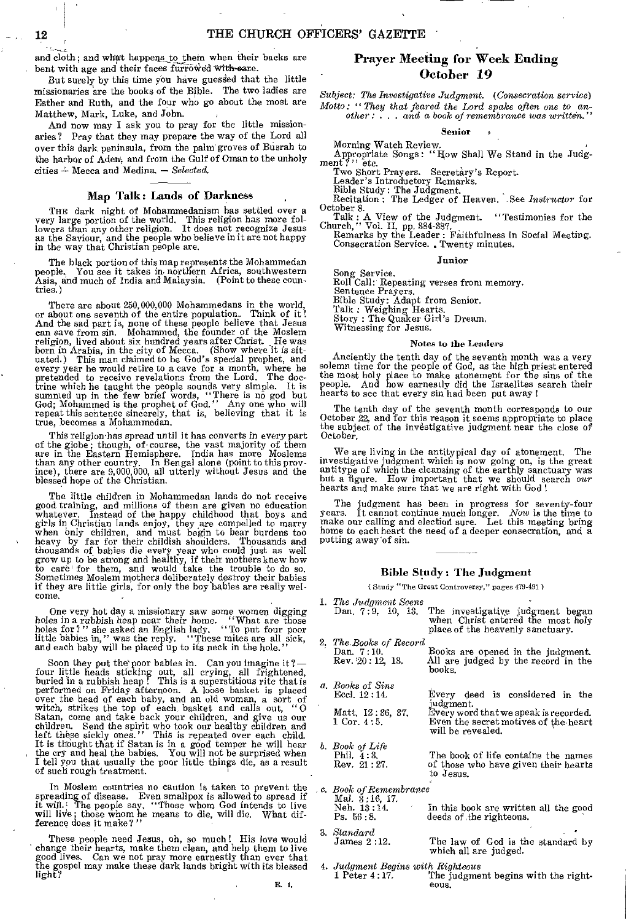and cloth; and what happens to them when their backs are bent with age and their faces furrowed with care.

But surely by this time you have guessed that the little missionaries are the books of the Bible. The two ladies are Esther and Ruth, and the four who go about the most are Matthew, Mark, Luke, and John.

And now may I ask you to pray for the little missionaries? Pray that they may prepare the way of the Lord all over this dark peninsula, from the palm groves of Busrah to the harbor of Aden, and from the Gulf of Oman to the unholy cities — Mecca and Medina. — *Selected.*

## Map Talk: Lands of Darkness

THE dark night of Mohammedanism has settled over a very large portion of the world. This religion has more followers than any other religion. It does not recognize Jesus as the Saviour, and the people who believe in it are not happy in the way that Christian people are.

The black portion of this map represents the Mohammedan people. You see it takes in northern Africa, southwestern Asia, and much of India and Malaysia. (Point to these countries.)

There are about 250,000,000 Mohammedans in the world, or about one seventh of the entire population. Think of it! And the sad part is, none of these people believe that Jesus can save from sin. Mohammed, the founder of the Moslem religion, lived about six hundred years after Christ. He was born in Arabia, in the city of Mecca. (Show where it is situated.) This man claimed to be God's special prophet, and every year he would retire to a cave for a month, where he pretended to receive revelations from the Lord. The doctrine which he taught the people sounds very simple. It is summed up in the few brief words, "There is no god but God; Mohammed is the prophet of God." Any one who will repeat this sentence sincerely, that is, believing that it is true, becomes a Mohammedan.

This religion has spread until it has converts in every part of the globe; though, of course, the vast majority of them are in the Eastern Hemisphere. India has more Moslems than any other country. In Bengal alone (point to this province), there are 9,000,000, all utterly without Jesus and the blessed hope of the Christian.

The little children in Mohammedan lands do not receive good training, and millions of them are given no education whatever. Instead of the happy childhood that boys and girls in Christian lands enjoy, they are compelled to marry when only children, and must begin to bear burdens too heavy by far for their childish shoulders. Thousands and thousands of babies die every year who could just as well grow up to be strong and healthy, if their mothers knew how to care for them, and would take the trouble to do so. Sometimes Moslem mothers deliberately destroy their babies if they are little girls, for only the boy babies are really welcome.

One very hot day a missionary saw some women digging holes in a rubbish heap near their home. "What are those holes for?" she asked an English lady. "To put four poor little babies in," was the reply. "These mites are all sick, and each baby will be placed up to its neck in the hole."

Soon they put the poor babies in. Can you imagine it? — four little heads sticking out, all crying, all frightened, buried in a rubbish heap! This is a superstitious rite that is performed on Friday afternoon. A loose basket is placed over the head of each baby, and an old woman, a sort of witch, strikes the top of each basket and calls out, "O Satan, come and take back your children, and give us our children. Send the spirit who took our healthy children and left these sickly ones." This is repeated over each child. It is thought that if Satan is in a good temper he will hear the cry and heal the babies. You will not be surprised when I tell you that usually the poor little things die, as a result of such rough treatment.

In Moslem countries no caution is taken to prevent the spreading of disease. Even smallpox is allowed to spread if it will. The people say, "Those whom God intends to live will live; those whom he means to die, will die. What difference does it make?"

These people need Jesus, oh, so much! His love would change their hearts, make them clean, and help them to live good lives. Can we not pray more earnestly than ever that the gospel may make these dark lands bright with its blessed light?

E. I.

## Prayer Meeting for Week Ending October 19

*Subject: The Investigative Judgment. (Consecration service)*
*Motto: "They that feared the Lord spake often one to another: . . . and a book of remembrance was written."*

### Senior

Morning Watch Review.
Appropriate Songs: "How Shall We Stand in the Judgment?" etc.
Two Short Prayers. Secretary's Report.
Leader's Introductory Remarks.
Bible Study: The Judgment.
Recitation: The Ledger of Heaven. See *Instructor* for October 8.
Talk: A View of the Judgment. "Testimonies for the Church," Vol. II, pp. 384-387.
Remarks by the Leader: Faithfulness in Social Meeting.
Consecration Service. Twenty minutes.

### Junior

Song Service.
Roll Call: Repeating verses from memory.
Sentence Prayers.
Bible Study: Adapt from Senior.
Talk: Weighing Hearts.
Story: The Quaker Girl's Dream.
Witnessing for Jesus.

### Notes to the Leaders

Anciently the tenth day of the seventh month was a very solemn time for the people of God, as the high priest entered the most holy place to make atonement for the sins of the people. And how earnestly did the Israelites search their hearts to see that every sin had been put away!

The tenth day of the seventh month corresponds to our October 22, and for this reason it seems appropriate to place the subject of the investigative judgment near the close of October.

We are living in the antitypical day of atonement. The investigative judgment which is now going on, is the great antitype of which the cleansing of the earthly sanctuary was but a figure. How important that we should search *our* hearts and make sure that we are right with God!

The judgment has been in progress for seventy-four years. It cannot continue much longer. *Now* is the time to make our calling and election sure. Let this meeting bring home to each heart the need of a deeper consecration, and a putting away of sin.

## Bible Study: The Judgment

(Study "The Great Controversy," pages 479-491)

1. *The Judgment Scene*
   Dan. 7:9, 10, 13. — The investigative judgment began when Christ entered the most holy place of the heavenly sanctuary.
2. *The Books of Record*
   Dan. 7:10. — Books are opened in the judgment.
   Rev. 20:12, 13. — All are judged by the record in the books.

   a. *Books of Sins*
   Eccl. 12:14. — Every deed is considered in the judgment.
   Matt. 12:36, 37. — Every word that we speak is recorded.
   1 Cor. 4:5. — Even the secret motives of the heart will be revealed.

   b. *Book of Life*
   Phil. 4:3.
   Rev. 21:27. — The book of life contains the names of those who have given their hearts to Jesus.

   c. *Book of Remembrance*
   Mal. 3:16, 17.
   Neh. 13:14. — In this book are written all the good
   Ps. 56:8. — deeds of the righteous.
3. *Standard*
   James 2:12. — The law of God is the standard by which all are judged.
4. *Judgment Begins with Righteous*
   1 Peter 4:17. — The judgment begins with the righteous.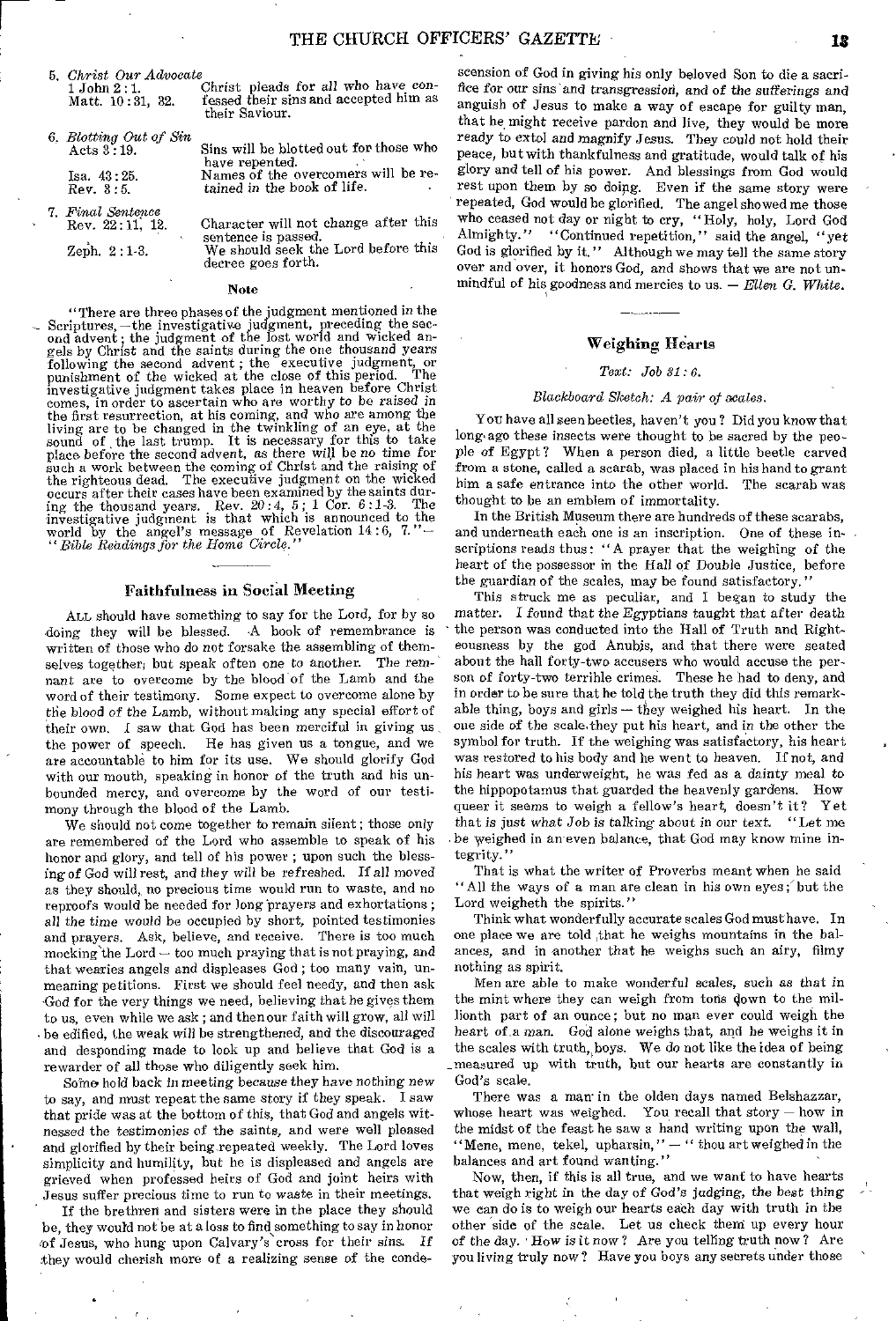5. *Christ Our Advocate*

| | |
|---|---|
| 1 John 2 : 1. Matt. 10 : 31, 32. | Christ pleads for all who have confessed their sins and accepted him as their Saviour. |

6. *Blotting Out of Sin*

| | |
|---|---|
| Acts 3 : 19. | Sins will be blotted out for those who have repented. |
| Isa. 43 : 25. Rev. 3 : 5. | Names of the overcomers will be retained in the book of life. |

7. *Final Sentence*

| | |
|---|---|
| Rev. 22 : 11, 12. | Character will not change after this sentence is passed. |
| Zeph. 2 : 1-3. | We should seek the Lord before this decree goes forth. |

**Note**

"There are three phases of the judgment mentioned in the Scriptures, — the investigative judgment, preceding the second advent; the judgment of the lost world and wicked angels by Christ and the saints during the one thousand years following the second advent; the executive judgment, or punishment of the wicked at the close of this period. The investigative judgment takes place in heaven before Christ comes, in order to ascertain who are worthy to be raised in the first resurrection, at his coming, and who are among the living are to be changed in the twinkling of an eye, at the sound of the last trump. It is necessary for this to take place before the second advent, as there will be no time for such a work between the coming of Christ and the raising of the righteous dead. The executive judgment on the wicked occurs after their cases have been examined by the saints during the thousand years. Rev. 20 : 4, 5; 1 Cor. 6 : 1-3. The investigative judgment is that which is announced to the world by the angel's message of Revelation 14 : 6, 7." — *"Bible Readings for the Home Circle."*

## Faithfulness in Social Meeting

ALL should have something to say for the Lord, for by so doing they will be blessed. A book of remembrance is written of those who do not forsake the assembling of themselves together, but speak often one to another. The remnant are to overcome by the blood of the Lamb and the word of their testimony. Some expect to overcome alone by the blood of the Lamb, without making any special effort of their own. I saw that God has been merciful in giving us the power of speech. He has given us a tongue, and we are accountable to him for its use. We should glorify God with our mouth, speaking in honor of the truth and his unbounded mercy, and overcome by the word of our testimony through the blood of the Lamb.

We should not come together to remain silent; those only are remembered of the Lord who assemble to speak of his honor and glory, and tell of his power; upon such the blessing of God will rest, and they will be refreshed. If all moved as they should, no precious time would run to waste, and no reproofs would be needed for long prayers and exhortations; all the time would be occupied by short, pointed testimonies and prayers. Ask, believe, and receive. There is too much mocking the Lord — too much praying that is not praying, and that wearies angels and displeases God; too many vain, unmeaning petitions. First we should feel needy, and then ask God for the very things we need, believing that he gives them to us, even while we ask; and then our faith will grow, all will be edified, the weak will be strengthened, and the discouraged and desponding made to look up and believe that God is a rewarder of all those who diligently seek him.

Some hold back in meeting because they have nothing new to say, and must repeat the same story if they speak. I saw that pride was at the bottom of this, that God and angels witnessed the testimonies of the saints, and were well pleased and glorified by their being repeated weekly. The Lord loves simplicity and humility, but he is displeased and angels are grieved when professed heirs of God and joint heirs with Jesus suffer precious time to run to waste in their meetings.

If the brethren and sisters were in the place they should be, they would not be at a loss to find something to say in honor of Jesus, who hung upon Calvary's cross for their sins. If they would cherish more of a realizing sense of the condescension of God in giving his only beloved Son to die a sacrifice for our sins and transgression, and of the sufferings and anguish of Jesus to make a way of escape for guilty man, that he might receive pardon and live, they would be more ready to extol and magnify Jesus. They could not hold their peace, but with thankfulness and gratitude, would talk of his glory and tell of his power. And blessings from God would rest upon them by so doing. Even if the same story were repeated, God would be glorified. The angel showed me those who ceased not day or night to cry, "Holy, holy, Lord God Almighty." "Continued repetition," said the angel, "yet God is glorified by it." Although we may tell the same story over and over, it honors God, and shows that we are not unmindful of his goodness and mercies to us. — *Ellen G. White.*

## Weighing Hearts

*Text: Job 31 : 6.*

*Blackboard Sketch: A pair of scales.*

You have all seen beetles, haven't you? Did you know that long ago these insects were thought to be sacred by the people of Egypt? When a person died, a little beetle carved from a stone, called a scarab, was placed in his hand to grant him a safe entrance into the other world. The scarab was thought to be an emblem of immortality.

In the British Museum there are hundreds of these scarabs, and underneath each one is an inscription. One of these inscriptions reads thus: "A prayer that the weighing of the heart of the possessor in the Hall of Double Justice, before the guardian of the scales, may be found satisfactory."

This struck me as peculiar, and I began to study the matter. I found that the Egyptians taught that after death the person was conducted into the Hall of Truth and Righteousness by the god Anubis, and that there were seated about the hall forty-two accusers who would accuse the person of forty-two terrible crimes. These he had to deny, and in order to be sure that he told the truth they did this remarkable thing, boys and girls — they weighed his heart. In the one side of the scale they put his heart, and in the other the symbol for truth. If the weighing was satisfactory, his heart was restored to his body and he went to heaven. If not, and his heart was underweight, he was fed as a dainty meal to the hippopotamus that guarded the heavenly gardens. How queer it seems to weigh a fellow's heart, doesn't it? Yet that is just what Job is talking about in our text. "Let me be weighed in an even balance, that God may know mine integrity."

That is what the writer of Proverbs meant when he said "All the ways of a man are clean in his own eyes; but the Lord weigheth the spirits."

Think what wonderfully accurate scales God must have. In one place we are told that he weighs mountains in the balances, and in another that he weighs such an airy, filmy nothing as spirit.

Men are able to make wonderful scales, such as that in the mint where they can weigh from tons down to the millionth part of an ounce; but no man ever could weigh the heart of a man. God alone weighs that, and he weighs it in the scales with truth, boys. We do not like the idea of being measured up with truth, but our hearts are constantly in God's scale.

There was a man in the olden days named Belshazzar, whose heart was weighed. You recall that story — how in the midst of the feast he saw a hand writing upon the wall, "Mene, mene, tekel, upharsin," — "thou art weighed in the balances and art found wanting."

Now, then, if this is all true, and we want to have hearts that weigh right in the day of God's judging, the best thing we can do is to weigh our hearts each day with truth in the other side of the scale. Let us check them up every hour of the day. How is it now? Are you telling truth now? Are you living truly now? Have you boys any secrets under those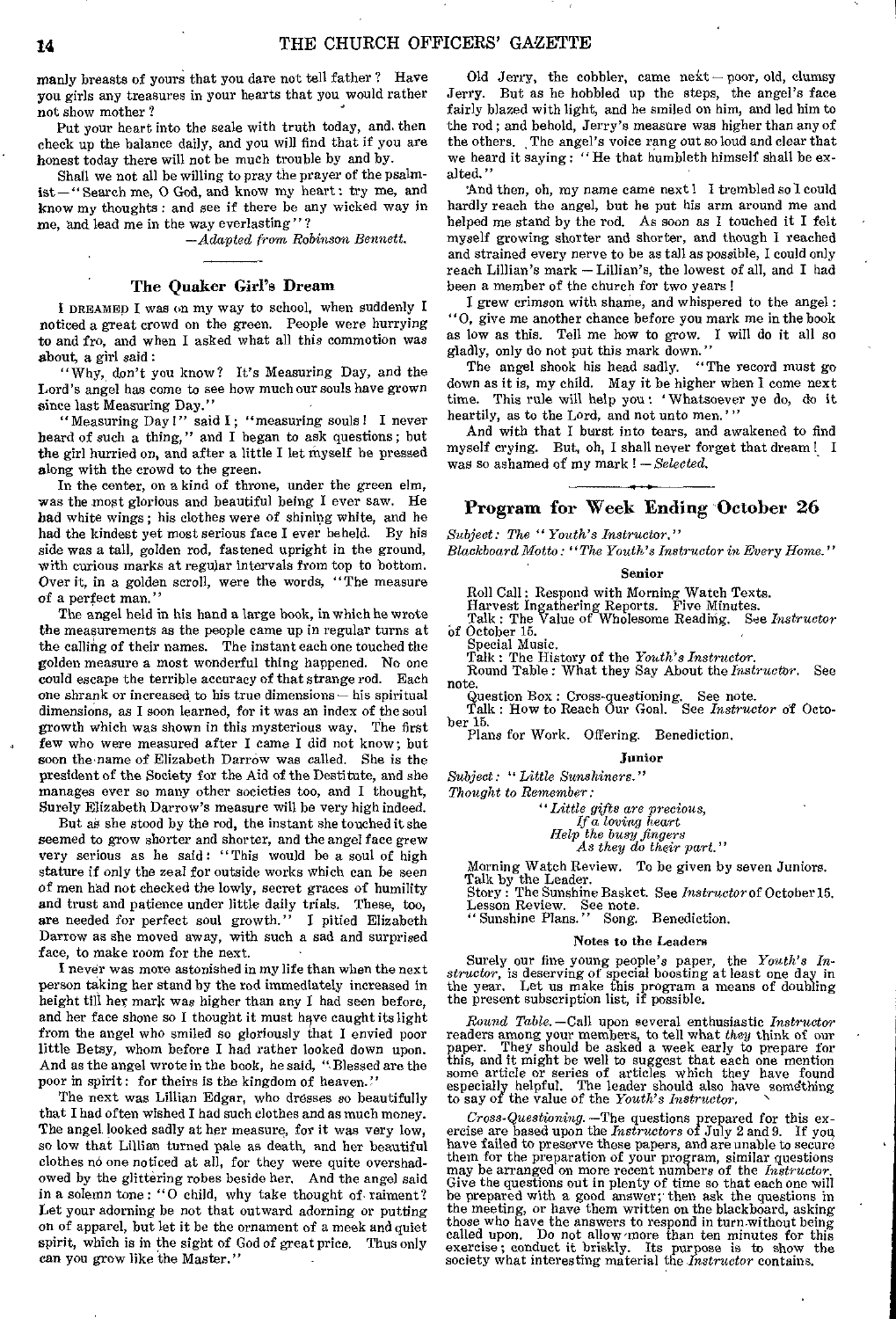manly breasts of yours that you dare not tell father? Have you girls any treasures in your hearts that you would rather not show mother?

Put your heart into the scale with truth today, and then check up the balance daily, and you will find that if you are honest today there will not be much trouble by and by.

Shall we not all be willing to pray the prayer of the psalmist — "Search me, O God, and know my heart: try me, and know my thoughts: and see if there be any wicked way in me, and lead me in the way everlasting"?

—*Adapted from Robinson Bennett.*

## The Quaker Girl's Dream

I DREAMED I was on my way to school, when suddenly I noticed a great crowd on the green. People were hurrying to and fro, and when I asked what all this commotion was about, a girl said:

"Why, don't you know? It's Measuring Day, and the Lord's angel has come to see how much our souls have grown since last Measuring Day."

"Measuring Day!" said I; "measuring souls! I never heard of such a thing," and I began to ask questions; but the girl hurried on, and after a little I let myself be pressed along with the crowd to the green.

In the center, on a kind of throne, under the green elm, was the most glorious and beautiful being I ever saw. He had white wings; his clothes were of shining white, and he had the kindest yet most serious face I ever beheld. By his side was a tall, golden rod, fastened upright in the ground, with curious marks at regular intervals from top to bottom. Over it, in a golden scroll, were the words, "The measure of a perfect man."

The angel held in his hand a large book, in which he wrote the measurements as the people came up in regular turns at the calling of their names. The instant each one touched the golden measure a most wonderful thing happened. No one could escape the terrible accuracy of that strange rod. Each one shrank or increased to his true dimensions — his spiritual dimensions, as I soon learned, for it was an index of the soul growth which was shown in this mysterious way. The first few who were measured after I came I did not know; but soon the name of Elizabeth Darrow was called. She is the president of the Society for the Aid of the Destitute, and she manages ever so many other societies too, and I thought, Surely Elizabeth Darrow's measure will be very high indeed.

But as she stood by the rod, the instant she touched it she seemed to grow shorter and shorter, and the angel face grew very serious as he said: "This would be a soul of high stature if only the zeal for outside works which can be seen of men had not checked the lowly, secret graces of humility and trust and patience under little daily trials. These, too, are needed for perfect soul growth." I pitied Elizabeth Darrow as she moved away, with such a sad and surprised face, to make room for the next.

I never was more astonished in my life than when the next person taking her stand by the rod immediately increased in height till her mark was higher than any I had seen before, and her face shone so I thought it must have caught its light from the angel who smiled so gloriously that I envied poor little Betsy, whom before I had rather looked down upon. And as the angel wrote in the book, he said, "Blessed are the poor in spirit: for theirs is the kingdom of heaven."

The next was Lillian Edgar, who dresses so beautifully that I had often wished I had such clothes and as much money. The angel looked sadly at her measure, for it was very low, so low that Lillian turned pale as death, and her beautiful clothes no one noticed at all, for they were quite overshadowed by the glittering robes beside her. And the angel said in a solemn tone: "O child, why take thought of raiment? Let your adorning be not that outward adorning or putting on of apparel, but let it be the ornament of a meek and quiet spirit, which is in the sight of God of great price. Thus only can you grow like the Master."

Old Jerry, the cobbler, came next — poor, old, clumsy Jerry. But as he hobbled up the steps, the angel's face fairly blazed with light, and he smiled on him, and led him to the rod; and behold, Jerry's measure was higher than any of the others. The angel's voice rang out so loud and clear that we heard it saying: "He that humbleth himself shall be exalted."

And then, oh, my name came next! I trembled so I could hardly reach the angel, but he put his arm around me and helped me stand by the rod. As soon as I touched it I felt myself growing shorter and shorter, and though I reached and strained every nerve to be as tall as possible, I could only reach Lillian's mark — Lillian's, the lowest of all, and I had been a member of the church for two years!

I grew crimson with shame, and whispered to the angel: "O, give me another chance before you mark me in the book as low as this. Tell me how to grow. I will do it all so gladly, only do not put this mark down."

The angel shook his head sadly. "The record must go down as it is, my child. May it be higher when I come next time. This rule will help you: 'Whatsoever ye do, do it heartily, as to the Lord, and not unto men.'"

And with that I burst into tears, and awakened to find myself crying. But, oh, I shall never forget that dream! I was so ashamed of my mark! — *Selected.*

## Program for Week Ending October 26

*Subject: The "Youth's Instructor."*

*Blackboard Motto: "The Youth's Instructor in Every Home."*

### Senior

Roll Call: Respond with Morning Watch Texts.
Harvest Ingathering Reports. Five Minutes.
Talk: The Value of Wholesome Reading. See *Instructor* of October 15.
Special Music.
Talk: The History of the *Youth's Instructor*.
Round Table: What they Say About the *Instructor*. See note.
Question Box: Cross-questioning. See note.
Talk: How to Reach Our Goal. See *Instructor* of October 15.
Plans for Work. Offering. Benediction.

### Junior

*Subject: "Little Sunshiners."*

*Thought to Remember:*

> *"Little gifts are precious,*
> *If a loving heart*
> *Help the busy fingers*
> *As they do their part."*

Morning Watch Review. To be given by seven Juniors.
Talk by the Leader.
Story: The Sunshine Basket. See *Instructor* of October 15.
Lesson Review. See note.
"Sunshine Plans." Song. Benediction.

### Notes to the Leaders

Surely our fine young people's paper, the *Youth's Instructor*, is deserving of special boosting at least one day in the year. Let us make this program a means of doubling the present subscription list, if possible.

*Round Table.*—Call upon several enthusiastic *Instructor* readers among your members, to tell what *they* think of our paper. They should be asked a week early to prepare for this, and it might be well to suggest that each one mention some article or series of articles which they have found especially helpful. The leader should also have something to say of the value of the *Youth's Instructor*.

*Cross-Questioning.*—The questions prepared for this exercise are based upon the *Instructors* of July 2 and 9. If you have failed to preserve these papers, and are unable to secure them for the preparation of your program, similar questions may be arranged on more recent numbers of the *Instructor*. Give the questions out in plenty of time so that each one will be prepared with a good answer; then ask the questions in the meeting, or have them written on the blackboard, asking those who have the answers to respond in turn without being called upon. Do not allow more than ten minutes for this exercise; conduct it briskly. Its purpose is to show the society what interesting material the *Instructor* contains.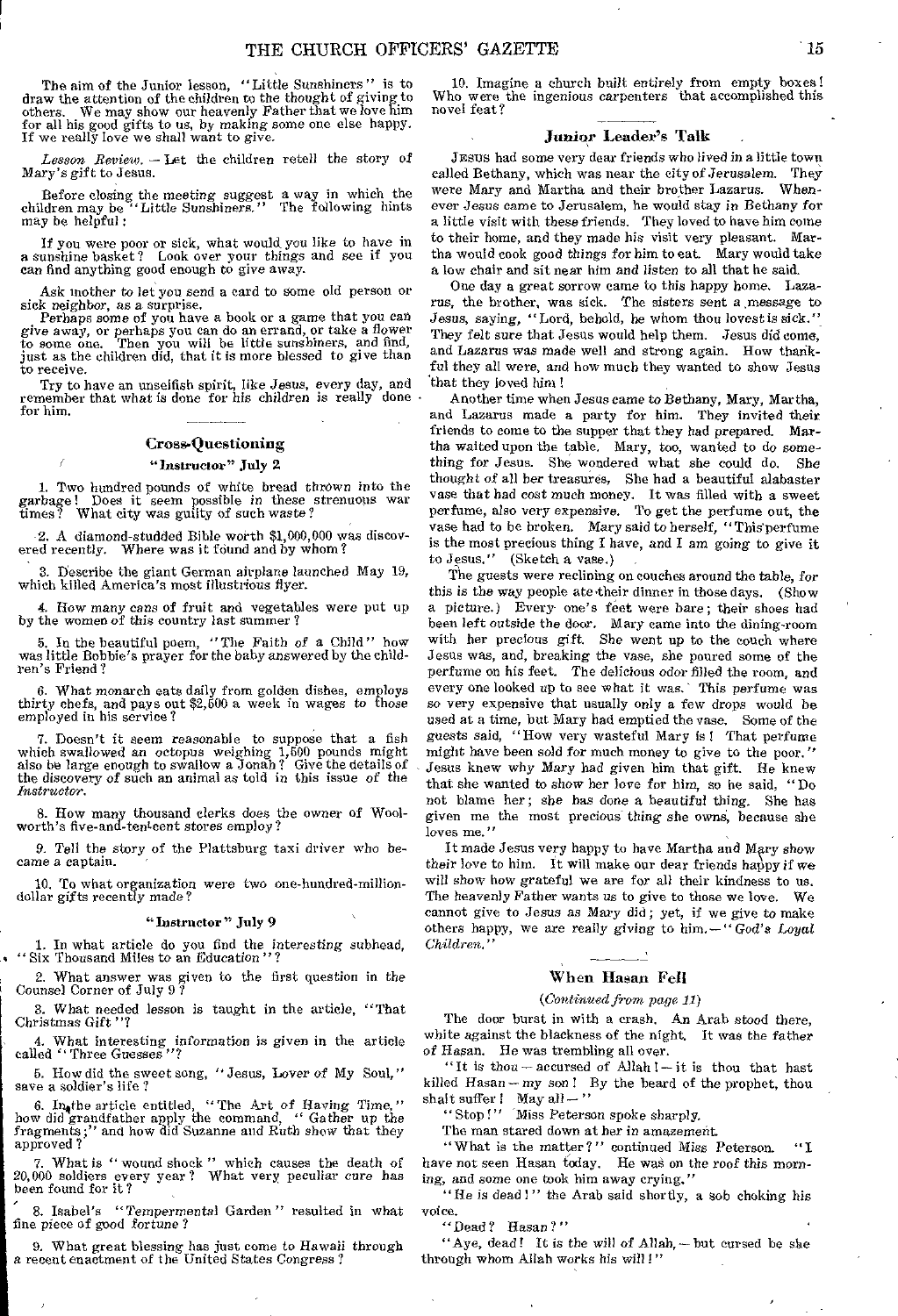The aim of the Junior lesson, "Little Sunshiners" is to draw the attention of the children to the thought of giving to others. We may show our heavenly Father that we love him for all his good gifts to us, by making some one else happy. If we really love we shall want to give.

*Lesson Review.* — Let the children retell the story of Mary's gift to Jesus.

Before closing the meeting suggest a way in which the children may be "Little Sunshiners." The following hints may be helpful:

If you were poor or sick, what would you like to have in a sunshine basket? Look over your things and see if you can find anything good enough to give away.

Ask mother to let you send a card to some old person or sick neighbor, as a surprise.

Perhaps some of you have a book or a game that you can give away, or perhaps you can do an errand, or take a flower to some one. Then you will be little sunshiners, and find, just as the children did, that it is more blessed to give than to receive.

Try to have an unselfish spirit, like Jesus, every day, and remember that what is done for his children is really done for him.

### Cross-Questioning

#### "Instructor" July 2

1. Two hundred pounds of white bread thrown into the garbage! Does it seem possible in these strenuous war times? What city was guilty of such waste?

2. A diamond-studded Bible worth $1,000,000 was discovered recently. Where was it found and by whom?

3. Describe the giant German airplane launched May 19, which killed America's most illustrious flyer.

4. How many cans of fruit and vegetables were put up by the women of this country last summer?

5. In the beautiful poem, "The Faith of a Child" how was little Bobbie's prayer for the baby answered by the children's Friend?

6. What monarch eats daily from golden dishes, employs thirty chefs, and pays out $2,500 a week in wages to those employed in his service?

7. Doesn't it seem reasonable to suppose that a fish which swallowed an octopus weighing 1,500 pounds might also be large enough to swallow a Jonah? Give the details of the discovery of such an animal as told in this issue of the *Instructor*.

8. How many thousand clerks does the owner of Woolworth's five-and-ten-cent stores employ?

9. Tell the story of the Plattsburg taxi driver who became a captain.

10. To what organization were two one-hundred-million-dollar gifts recently made?

#### "Instructor" July 9

1. In what article do you find the interesting subhead, "Six Thousand Miles to an Education"?

2. What answer was given to the first question in the Counsel Corner of July 9?

3. What needed lesson is taught in the article, "That Christmas Gift"?

4. What interesting information is given in the article called "Three Guesses"?

5. How did the sweet song, "Jesus, Lover of My Soul," save a soldier's life?

6. In the article entitled, "The Art of Having Time," how did grandfather apply the command, "Gather up the fragments;" and how did Suzanne and Ruth show that they approved?

7. What is "wound shock" which causes the death of 20,000 soldiers every year? What very peculiar cure has been found for it?

8. Isabel's "Temperamental Garden" resulted in what fine piece of good fortune?

9. What great blessing has just come to Hawaii through a recent enactment of the United States Congress?

10. Imagine a church built entirely from empty boxes! Who were the ingenious carpenters that accomplished this novel feat?

### Junior Leader's Talk

Jesus had some very dear friends who lived in a little town called Bethany, which was near the city of Jerusalem. They were Mary and Martha and their brother Lazarus. Whenever Jesus came to Jerusalem, he would stay in Bethany for a little visit with these friends. They loved to have him come to their home, and they made his visit very pleasant. Martha would cook good things for him to eat. Mary would take a low chair and sit near him and listen to all that he said.

One day a great sorrow came to this happy home. Lazarus, the brother, was sick. The sisters sent a message to Jesus, saying, "Lord, behold, he whom thou lovest is sick." They felt sure that Jesus would help them. Jesus did come, and Lazarus was made well and strong again. How thankful they all were, and how much they wanted to show Jesus that they loved him!

Another time when Jesus came to Bethany, Mary, Martha, and Lazarus made a party for him. They invited their friends to come to the supper that they had prepared. Martha waited upon the table. Mary, too, wanted to do something for Jesus. She wondered what she could do. She thought of all her treasures. She had a beautiful alabaster vase that had cost much money. It was filled with a sweet perfume, also very expensive. To get the perfume out, the vase had to be broken. Mary said to herself, "This perfume is the most precious thing I have, and I am going to give it to Jesus." (Sketch a vase.)

The guests were reclining on couches around the table, for this is the way people ate their dinner in those days. (Show a picture.) Every one's feet were bare; their shoes had been left outside the door. Mary came into the dining-room with her precious gift. She went up to the couch where Jesus was, and, breaking the vase, she poured some of the perfume on his feet. The delicious odor filled the room, and every one looked up to see what it was. This perfume was so very expensive that usually only a few drops would be used at a time, but Mary had emptied the vase. Some of the guests said, "How very wasteful Mary is! That perfume might have been sold for much money to give to the poor." Jesus knew why Mary had given him that gift. He knew that she wanted to show her love for him, so he said, "Do not blame her; she has done a beautiful thing. She has given me the most precious thing she owns, because she loves me."

It made Jesus very happy to have Martha and Mary show their love to him. It will make our dear friends happy if we will show how grateful we are for all their kindness to us. The heavenly Father wants us to give to those we love. We cannot give to Jesus as Mary did; yet, if we give to make others happy, we are really giving to him. — "*God's Loyal Children.*"

### When Hasan Fell

*(Continued from page 11)*

The door burst in with a crash. An Arab stood there, white against the blackness of the night. It was the father of Hasan. He was trembling all over.

"It is thou — accursed of Allah! — it is thou that hast killed Hasan — my son! By the beard of the prophet, thou shalt suffer! May all — "

"Stop!" Miss Peterson spoke sharply.

The man stared down at her in amazement.

"What is the matter?" continued Miss Peterson. "I have not seen Hasan today. He was on the roof this morning, and some one took him away crying."

"He is dead!" the Arab said shortly, a sob choking his voice.

"Dead? Hasan?"

"Aye, dead! It is the will of Allah, — but cursed be she through whom Allah works his will!"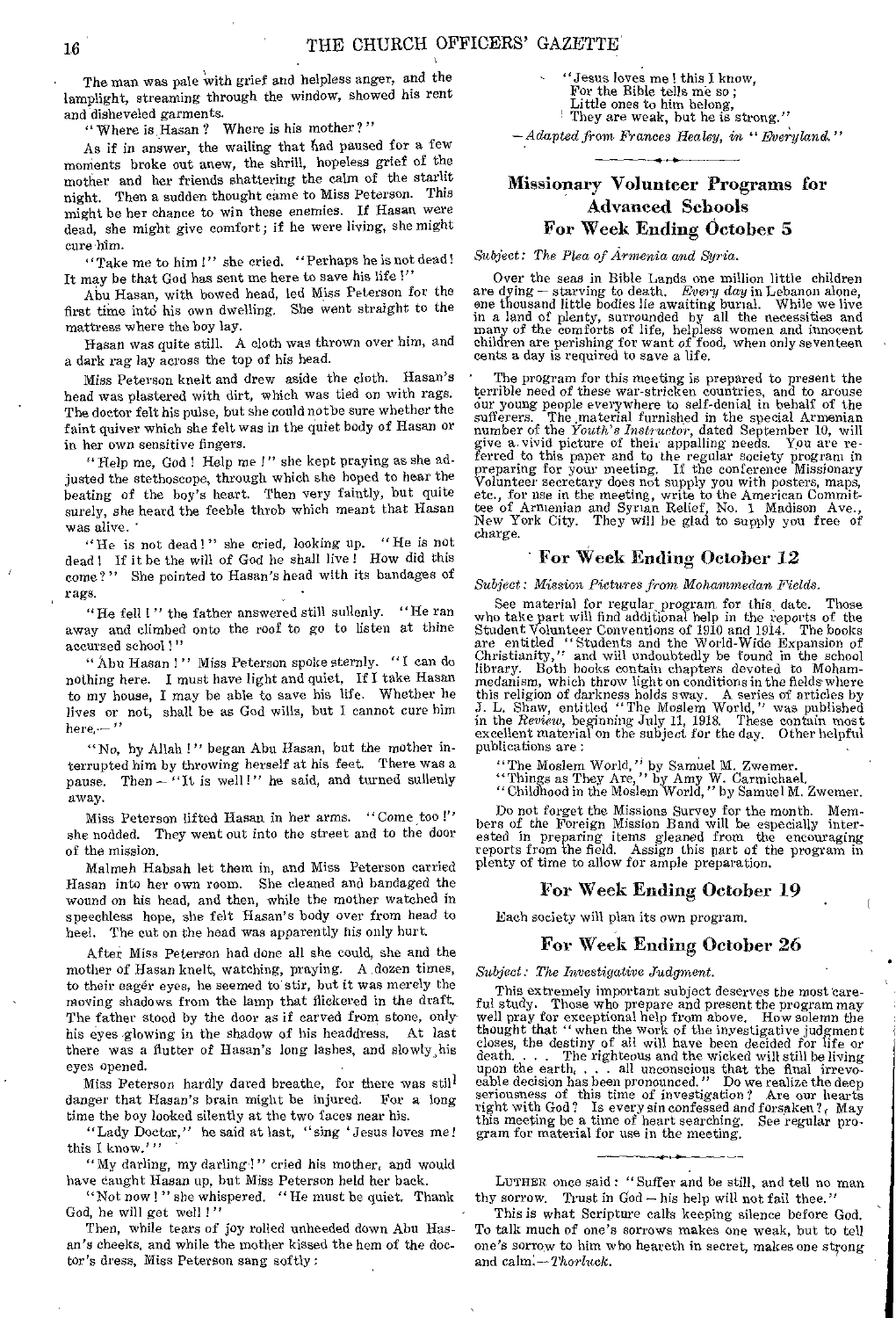The man was pale with grief and helpless anger, and the lamplight, streaming through the window, showed his rent and disheveled garments.

"Where is Hasan? Where is his mother?"

As if in answer, the wailing that had paused for a few moments broke out anew, the shrill, hopeless grief of the mother and her friends shattering the calm of the starlit night. Then a sudden thought came to Miss Peterson. This might be her chance to win these enemies. If Hasan were dead, she might give comfort; if he were living, she might cure him.

"Take me to him!" she cried. "Perhaps he is not dead! It may be that God has sent me here to save his life!"

Abu Hasan, with bowed head, led Miss Peterson for the first time into his own dwelling. She went straight to the mattress where the boy lay.

Hasan was quite still. A cloth was thrown over him, and a dark rag lay across the top of his head.

Miss Peterson knelt and drew aside the cloth. Hasan's head was plastered with dirt, which was tied on with rags. The doctor felt his pulse, but she could not be sure whether the faint quiver which she felt was in the quiet body of Hasan or in her own sensitive fingers.

"Help me, God! Help me!" she kept praying as she adjusted the stethoscope, through which she hoped to hear the beating of the boy's heart. Then very faintly, but quite surely, she heard the feeble throb which meant that Hasan was alive.

"He is not dead!" she cried, looking up. "He is not dead! If it be the will of God he shall live! How did this come?" She pointed to Hasan's head with its bandages of rags.

"He fell!" the father answered still sullenly. "He ran away and climbed onto the roof to go to listen at thine accursed school!"

"Abu Hasan!" Miss Peterson spoke sternly. "I can do nothing here. I must have light and quiet. If I take Hasan to my house, I may be able to save his life. Whether he lives or not, shall be as God wills, but I cannot cure him here,—"

"No, by Allah!" began Abu Hasan, but the mother interrupted him by throwing herself at his feet. There was a pause. Then—"It is well!" he said, and turned sullenly away.

Miss Peterson lifted Hasan in her arms. "Come too!" she nodded. They went out into the street and to the door of the mission.

Malmeh Habsah let them in, and Miss Peterson carried Hasan into her own room. She cleaned and bandaged the wound on his head, and then, while the mother watched in speechless hope, she felt Hasan's body over from head to heel. The cut on the head was apparently his only hurt.

After Miss Peterson had done all she could, she and the mother of Hasan knelt, watching, praying. A dozen times, to their eager eyes, he seemed to stir, but it was merely the moving shadows from the lamp that flickered in the draft. The father stood by the door as if carved from stone, only his eyes glowing in the shadow of his headdress. At last there was a flutter of Hasan's long lashes, and slowly his eyes opened.

Miss Peterson hardly dared breathe, for there was still danger that Hasan's brain might be injured. For a long time the boy looked silently at the two faces near his.

"Lady Doctor," he said at last, "sing 'Jesus loves me! this I know.'"

"My darling, my darling!" cried his mother, and would have caught Hasan up, but Miss Peterson held her back.

"Not now!" she whispered. "He must be quiet. Thank God, he will get well!"

Then, while tears of joy rolled unheeded down Abu Hasan's cheeks, and while the mother kissed the hem of the doctor's dress, Miss Peterson sang softly:

"Jesus loves me! this I know,
For the Bible tells me so;
Little ones to him belong,
They are weak, but he is strong."

—*Adapted from Frances Healey, in "Everyland."*

## Missionary Volunteer Programs for Advanced Schools

### For Week Ending October 5

*Subject: The Plea of Armenia and Syria.*

Over the seas in Bible Lands one million little children are dying—starving to death. *Every day* in Lebanon alone, one thousand little bodies lie awaiting burial. While we live in a land of plenty, surrounded by all the necessities and many of the comforts of life, helpless women and innocent children are perishing for want of food, when only seventeen cents a day is required to save a life.

The program for this meeting is prepared to present the terrible need of these war-stricken countries, and to arouse our young people everywhere to self-denial in behalf of the sufferers. The material furnished in the special Armenian number of the *Youth's Instructor*, dated September 10, will give a vivid picture of their appalling needs. You are referred to this paper and to the regular society program in preparing for your meeting. If the conference Missionary Volunteer secretary does not supply you with posters, maps, etc., for use in the meeting, write to the American Committee of Armenian and Syrian Relief, No. 1 Madison Ave., New York City. They will be glad to supply you free of charge.

### For Week Ending October 12

*Subject: Mission Pictures from Mohammedan Fields.*

See material for regular program for this date. Those who take part will find additional help in the reports of the Student Volunteer Conventions of 1910 and 1914. The books are entitled "Students and the World-Wide Expansion of Christianity," and will undoubtedly be found in the school library. Both books contain chapters devoted to Mohammedanism, which throw light on conditions in the fields where this religion of darkness holds sway. A series of articles by J. L. Shaw, entitled "The Moslem World," was published in the *Review*, beginning July 11, 1918. These contain most excellent material on the subject for the day. Other helpful publications are:

"The Moslem World," by Samuel M. Zwemer.
"Things as They Are," by Amy W. Carmichael.
"Childhood in the Moslem World," by Samuel M. Zwemer.

Do not forget the Missions Survey for the month. Members of the Foreign Mission Band will be especially interested in preparing items gleaned from the encouraging reports from the field. Assign this part of the program in plenty of time to allow for ample preparation.

### For Week Ending October 19

Each society will plan its own program.

### For Week Ending October 26

*Subject: The Investigative Judgment.*

This extremely important subject deserves the most careful study. Those who prepare and present the program may well pray for exceptional help from above. How solemn the thought that "when the work of the investigative judgment closes, the destiny of all will have been decided for life or death. . . . The righteous and the wicked will still be living upon the earth, . . . all unconscious that the final irrevocable decision has been pronounced." Do we realize the deep seriousness of this time of investigation? Are our hearts right with God? Is every sin confessed and forsaken? May this meeting be a time of heart searching. See regular program for material for use in the meeting.

---

LUTHER once said: "Suffer and be still, and tell no man thy sorrow. Trust in God—his help will not fail thee."

This is what Scripture calls keeping silence before God. To talk much of one's sorrows makes one weak, but to tell one's sorrow to him who heareth in secret, makes one strong and calm.—*Thorluck.*